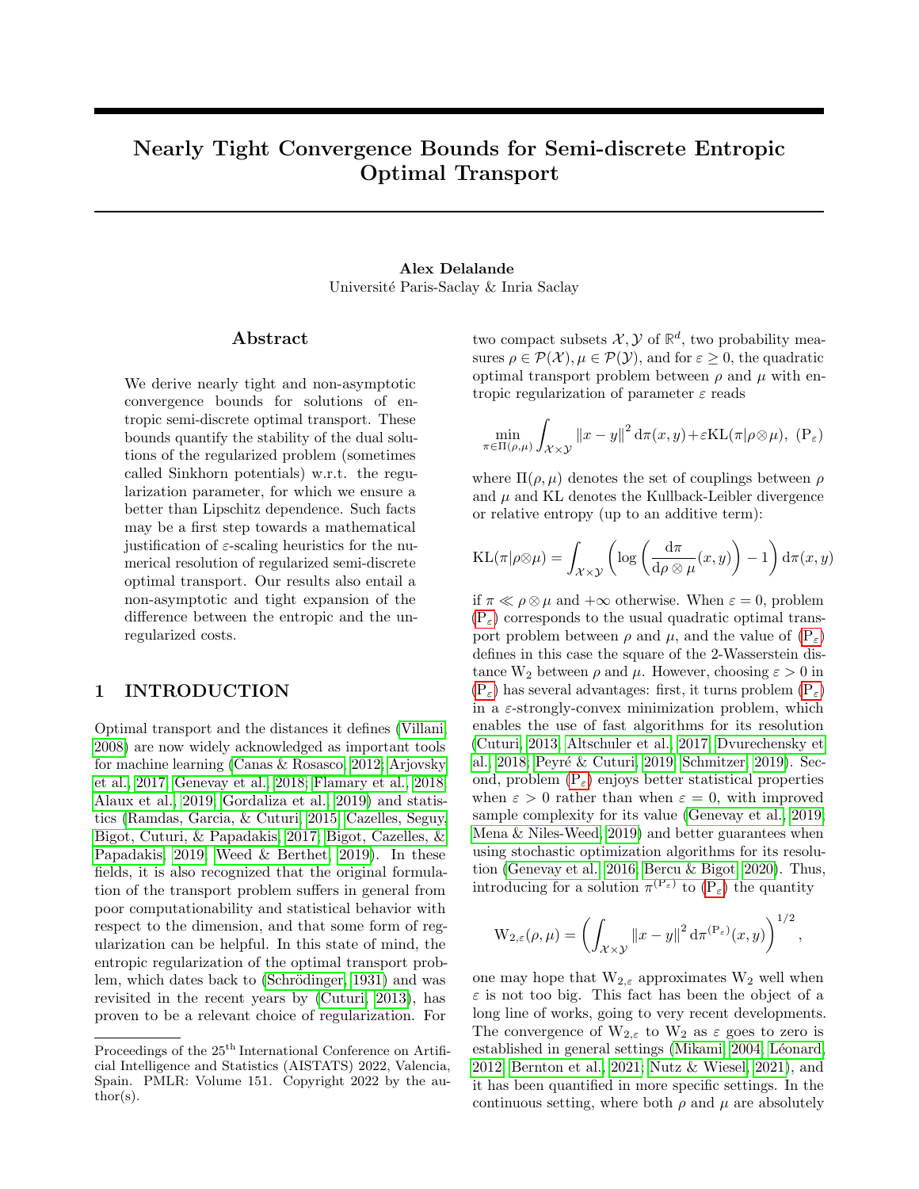# Nearly Tight Convergence Bounds for Semi-discrete Entropic Optimal Transport

**Alex Delalande**
Université Paris-Saclay & Inria Saclay

## Abstract

We derive nearly tight and non-asymptotic convergence bounds for solutions of entropic semi-discrete optimal transport. These bounds quantify the stability of the dual solutions of the regularized problem (sometimes called Sinkhorn potentials) w.r.t. the regularization parameter, for which we ensure a better than Lipschitz dependence. Such facts may be a first step towards a mathematical justification of $\varepsilon$-scaling heuristics for the numerical resolution of regularized semi-discrete optimal transport. Our results also entail a non-asymptotic and tight expansion of the difference between the entropic and the unregularized costs.

## 1 INTRODUCTION

Optimal transport and the distances it defines (Villani, 2008) are now widely acknowledged as important tools for machine learning (Canas & Rosasco, 2012; Arjovsky et al., 2017; Genevay et al., 2018; Flamary et al., 2018; Alaux et al., 2019; Gordaliza et al., 2019) and statistics (Ramdas, Garcia, & Cuturi, 2015; Cazelles, Seguy, Bigot, Cuturi, & Papadakis, 2017; Bigot, Cazelles, & Papadakis, 2019; Weed & Berthet, 2019). In these fields, it is also recognized that the original formulation of the transport problem suffers in general from poor computationability and statistical behavior with respect to the dimension, and that some form of regularization can be helpful. In this state of mind, the entropic regularization of the optimal transport problem, which dates back to (Schrödinger, 1931) and was revisited in the recent years by (Cuturi, 2013), has proven to be a relevant choice of regularization. For two compact subsets $\mathcal{X}, \mathcal{Y}$ of $\mathbb{R}^d$, two probability measures $\rho \in \mathcal{P}(\mathcal{X}), \mu \in \mathcal{P}(\mathcal{Y})$, and for $\varepsilon \geq 0$, the quadratic optimal transport problem between $\rho$ and $\mu$ with entropic regularization of parameter $\varepsilon$ reads

$$\min_{\pi \in \Pi(\rho,\mu)} \int_{\mathcal{X}\times\mathcal{Y}} \|x-y\|^2 \,\mathrm{d}\pi(x,y) + \varepsilon \mathrm{KL}(\pi|\rho\otimes\mu), \quad (\mathrm{P}_\varepsilon)$$

where $\Pi(\rho,\mu)$ denotes the set of couplings between $\rho$ and $\mu$ and KL denotes the Kullback-Leibler divergence or relative entropy (up to an additive term):

$$\mathrm{KL}(\pi|\rho\otimes\mu) = \int_{\mathcal{X}\times\mathcal{Y}} \left( \log\left( \frac{\mathrm{d}\pi}{\mathrm{d}\rho\otimes\mu}(x,y) \right) - 1 \right) \mathrm{d}\pi(x,y)$$

if $\pi \ll \rho\otimes\mu$ and $+\infty$ otherwise. When $\varepsilon = 0$, problem $(\mathrm{P}_\varepsilon)$ corresponds to the usual quadratic optimal transport problem between $\rho$ and $\mu$, and the value of $(\mathrm{P}_\varepsilon)$ defines in this case the square of the 2-Wasserstein distance $\mathrm{W}_2$ between $\rho$ and $\mu$. However, choosing $\varepsilon > 0$ in $(\mathrm{P}_\varepsilon)$ has several advantages: first, it turns problem $(\mathrm{P}_\varepsilon)$ in a $\varepsilon$-strongly-convex minimization problem, which enables the use of fast algorithms for its resolution (Cuturi, 2013; Altschuler et al., 2017; Dvurechensky et al., 2018; Peyré & Cuturi, 2019; Schmitzer, 2019). Second, problem $(\mathrm{P}_\varepsilon)$ enjoys better statistical properties when $\varepsilon > 0$ rather than when $\varepsilon = 0$, with improved sample complexity for its value (Genevay et al., 2019; Mena & Niles-Weed, 2019) and better guarantees when using stochastic optimization algorithms for its resolution (Genevay et al., 2016; Bercu & Bigot, 2020). Thus, introducing for a solution $\pi^{(\mathrm{P}_\varepsilon)}$ to $(\mathrm{P}_\varepsilon)$ the quantity

$$\mathrm{W}_{2,\varepsilon}(\rho,\mu) = \left( \int_{\mathcal{X}\times\mathcal{Y}} \|x-y\|^2 \,\mathrm{d}\pi^{(\mathrm{P}_\varepsilon)}(x,y) \right)^{1/2},$$

one may hope that $\mathrm{W}_{2,\varepsilon}$ approximates $\mathrm{W}_2$ well when $\varepsilon$ is not too big. This fact has been the object of a long line of works, going to very recent developments. The convergence of $\mathrm{W}_{2,\varepsilon}$ to $\mathrm{W}_2$ as $\varepsilon$ goes to zero is established in general settings (Mikami, 2004; Léonard, 2012; Bernton et al., 2021; Nutz & Wiesel, 2021), and it has been quantified in more specific settings. In the continuous setting, where both $\rho$ and $\mu$ are absolutely

---

Proceedings of the 25[th] International Conference on Artificial Intelligence and Statistics (AISTATS) 2022, Valencia, Spain. PMLR: Volume 151. Copyright 2022 by the author(s).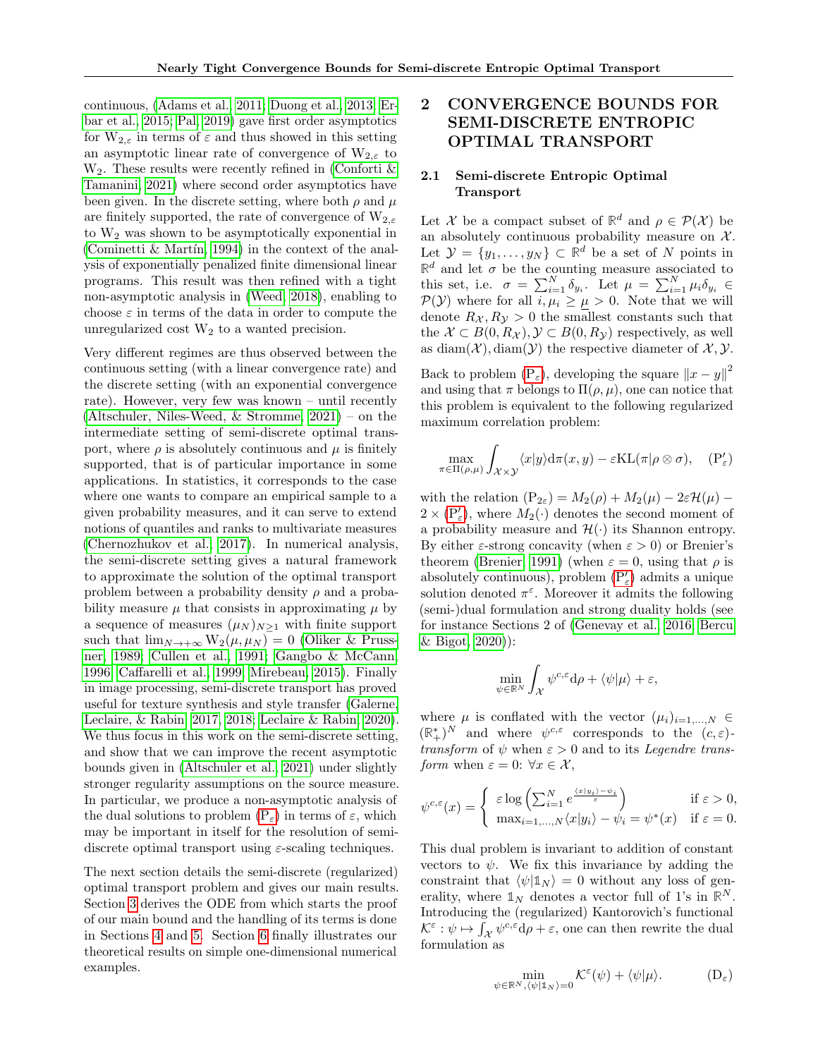continuous, (Adams et al., 2011; Duong et al., 2013; Erbar et al., 2015; Pal, 2019) gave first order asymptotics for $\mathrm{W}_{2,\varepsilon}$ in terms of $\varepsilon$ and thus showed in this setting an asymptotic linear rate of convergence of $\mathrm{W}_{2,\varepsilon}$ to $\mathrm{W}_2$. These results were recently refined in (Conforti & Tamanini, 2021) where second order asymptotics have been given. In the discrete setting, where both $\rho$ and $\mu$ are finitely supported, the rate of convergence of $\mathrm{W}_{2,\varepsilon}$ to $\mathrm{W}_2$ was shown to be asymptotically exponential in (Cominetti & Martín, 1994) in the context of the analysis of exponentially penalized finite dimensional linear programs. This result was then refined with a tight non-asymptotic analysis in (Weed, 2018), enabling to choose $\varepsilon$ in terms of the data in order to compute the unregularized cost $\mathrm{W}_2$ to a wanted precision.

Very different regimes are thus observed between the continuous setting (with a linear convergence rate) and the discrete setting (with an exponential convergence rate). However, very few was known – until recently (Altschuler, Niles-Weed, & Stromme, 2021) – on the intermediate setting of semi-discrete optimal transport, where $\rho$ is absolutely continuous and $\mu$ is finitely supported, that is of particular importance in some applications. In statistics, it corresponds to the case where one wants to compare an empirical sample to a given probability measures, and it can serve to extend notions of quantiles and ranks to multivariate measures (Chernozhukov et al., 2017). In numerical analysis, the semi-discrete setting gives a natural framework to approximate the solution of the optimal transport problem between a probability density $\rho$ and a probability measure $\mu$ that consists in approximating $\mu$ by a sequence of measures $(\mu_N)_{N\geq 1}$ with finite support such that $\lim_{N\to+\infty} \mathrm{W}_2(\mu,\mu_N) = 0$ (Oliker & Prussner, 1989; Cullen et al., 1991; Gangbo & McCann, 1996; Caffarelli et al., 1999; Mirebeau, 2015). Finally in image processing, semi-discrete transport has proved useful for texture synthesis and style transfer (Galerne, Leclaire, & Rabin, 2017, 2018; Leclaire & Rabin, 2020). We thus focus in this work on the semi-discrete setting, and show that we can improve the recent asymptotic bounds given in (Altschuler et al., 2021) under slightly stronger regularity assumptions on the source measure. In particular, we produce a non-asymptotic analysis of the dual solutions to problem ($\mathrm{P}_\varepsilon$) in terms of $\varepsilon$, which may be important in itself for the resolution of semi-discrete optimal transport using $\varepsilon$-scaling techniques.

The next section details the semi-discrete (regularized) optimal transport problem and gives our main results. Section 3 derives the ODE from which starts the proof of our main bound and the handling of its terms is done in Sections 4 and 5. Section 6 finally illustrates our theoretical results on simple one-dimensional numerical examples.

# 2 CONVERGENCE BOUNDS FOR SEMI-DISCRETE ENTROPIC OPTIMAL TRANSPORT

## 2.1 Semi-discrete Entropic Optimal Transport

Let $\mathcal{X}$ be a compact subset of $\mathbb{R}^d$ and $\rho \in \mathcal{P}(\mathcal{X})$ be an absolutely continuous probability measure on $\mathcal{X}$. Let $\mathcal{Y} = \{y_1,\dots,y_N\} \subset \mathbb{R}^d$ be a set of $N$ points in $\mathbb{R}^d$ and let $\sigma$ be the counting measure associated to this set, i.e. $\sigma = \sum_{i=1}^N \delta_{y_i}$. Let $\mu = \sum_{i=1}^N \mu_i \delta_{y_i} \in \mathcal{P}(\mathcal{Y})$ where for all $i, \mu_i \geq \underline{\mu} > 0$. Note that we will denote $R_{\mathcal{X}}, R_{\mathcal{Y}} > 0$ the smallest constants such that the $\mathcal{X} \subset B(0,R_{\mathcal{X}}), \mathcal{Y} \subset B(0,R_{\mathcal{Y}})$ respectively, as well as $\mathrm{diam}(\mathcal{X}), \mathrm{diam}(\mathcal{Y})$ the respective diameter of $\mathcal{X},\mathcal{Y}$.

Back to problem ($\mathrm{P}_\varepsilon$), developing the square $\|x-y\|^2$ and using that $\pi$ belongs to $\Pi(\rho,\mu)$, one can notice that this problem is equivalent to the following regularized maximum correlation problem:

$$\max_{\pi\in\Pi(\rho,\mu)} \int_{\mathcal{X}\times\mathcal{Y}} \langle x|y\rangle \mathrm{d}\pi(x,y) - \varepsilon \mathrm{KL}(\pi|\rho\otimes\sigma), \quad (\mathrm{P}'_\varepsilon)$$

with the relation $(\mathrm{P}_{2\varepsilon}) = M_2(\rho) + M_2(\mu) - 2\varepsilon\mathcal{H}(\mu) - 2\times(\mathrm{P}'_\varepsilon)$, where $M_2(\cdot)$ denotes the second moment of a probability measure and $\mathcal{H}(\cdot)$ its Shannon entropy. By either $\varepsilon$-strong concavity (when $\varepsilon > 0$) or Brenier's theorem (Brenier, 1991) (when $\varepsilon = 0$, using that $\rho$ is absolutely continuous), problem ($\mathrm{P}'_\varepsilon$) admits a unique solution denoted $\pi^\varepsilon$. Moreover it admits the following (semi-)dual formulation and strong duality holds (see for instance Sections 2 of (Genevay et al., 2016; Bercu & Bigot, 2020)):

$$\min_{\psi\in\mathbb{R}^N} \int_{\mathcal{X}} \psi^{c,\varepsilon} \mathrm{d}\rho + \langle\psi|\mu\rangle + \varepsilon,$$

where $\mu$ is conflated with the vector $(\mu_i)_{i=1,\dots,N} \in (\mathbb{R}_+^*)^N$ and where $\psi^{c,\varepsilon}$ corresponds to the $(c,\varepsilon)$-*transform* of $\psi$ when $\varepsilon > 0$ and to its *Legendre transform* when $\varepsilon = 0$: $\forall x \in \mathcal{X}$,

$$\psi^{c,\varepsilon}(x) = \begin{cases} \varepsilon \log\left(\sum_{i=1}^N e^{\frac{\langle x|y_i\rangle - \psi_i}{\varepsilon}}\right) & \text{if } \varepsilon > 0, \\ \max_{i=1,\dots,N} \langle x|y_i\rangle - \psi_i = \psi^*(x) & \text{if } \varepsilon = 0. \end{cases}$$

This dual problem is invariant to addition of constant vectors to $\psi$. We fix this invariance by adding the constraint that $\langle\psi|\mathbb{1}_N\rangle = 0$ without any loss of generality, where $\mathbb{1}_N$ denotes a vector full of 1's in $\mathbb{R}^N$. Introducing the (regularized) Kantorovich's functional $\mathcal{K}^\varepsilon : \psi \mapsto \int_{\mathcal{X}} \psi^{c,\varepsilon} \mathrm{d}\rho + \varepsilon$, one can then rewrite the dual formulation as

$$\min_{\psi\in\mathbb{R}^N, \langle\psi|\mathbb{1}_N\rangle = 0} \mathcal{K}^\varepsilon(\psi) + \langle\psi|\mu\rangle. \quad (\mathrm{D}_\varepsilon)$$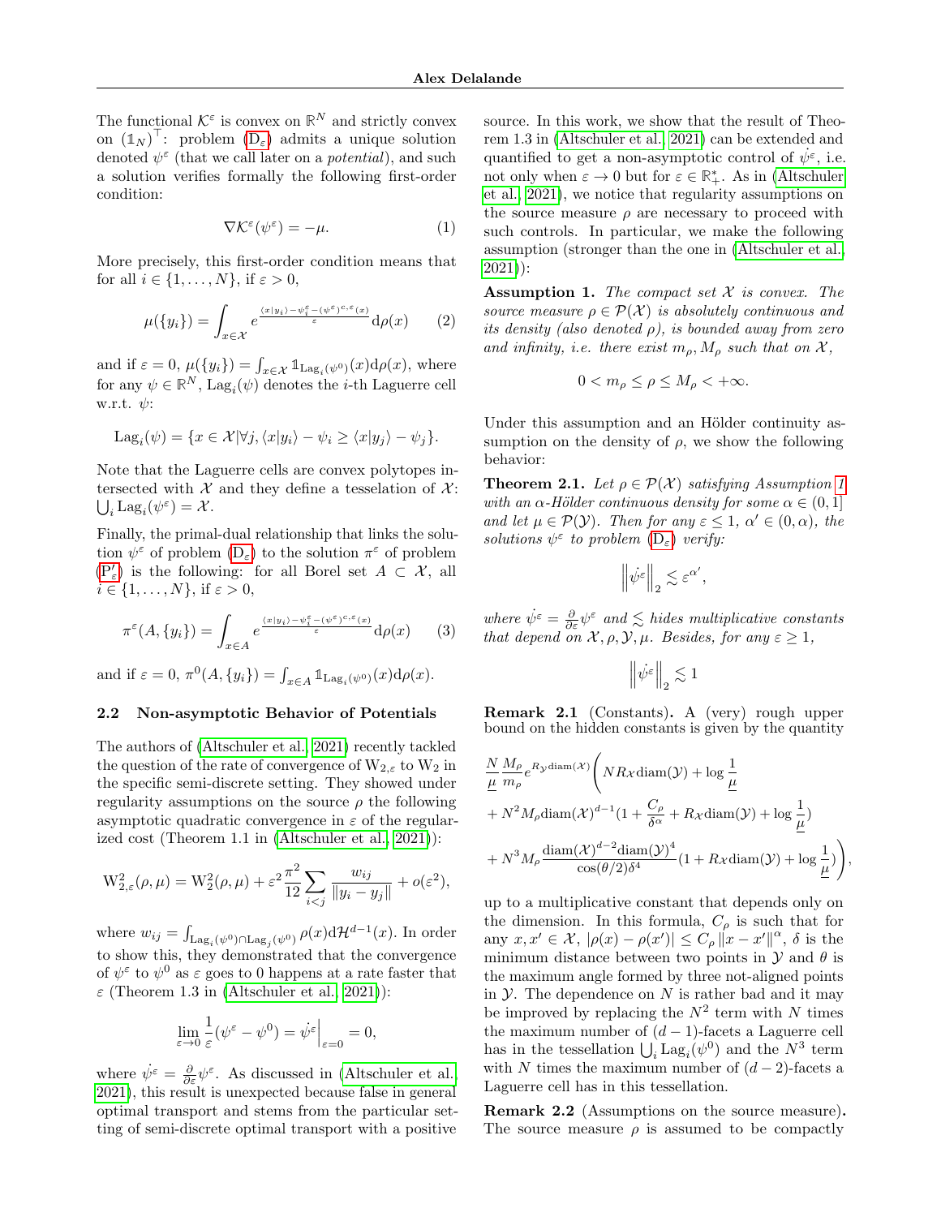The functional $\mathcal{K}^\varepsilon$ is convex on $\mathbb{R}^N$ and strictly convex on $(\mathbb{1}_N)^\top$: problem ($\mathrm{D}_\varepsilon$) admits a unique solution denoted $\psi^\varepsilon$ (that we call later on a *potential*), and such a solution verifies formally the following first-order condition:

$$\nabla \mathcal{K}^\varepsilon(\psi^\varepsilon) = -\mu. \tag{1}$$

More precisely, this first-order condition means that for all $i \in \{1, \ldots, N\}$, if $\varepsilon > 0$,

$$\mu(\{y_i\}) = \int_{x \in \mathcal{X}} e^{\frac{\langle x|y_i\rangle - \psi_i^\varepsilon - (\psi^\varepsilon)^{c,\varepsilon}(x)}{\varepsilon}} \mathrm{d}\rho(x) \tag{2}$$

and if $\varepsilon = 0$, $\mu(\{y_i\}) = \int_{x\in\mathcal{X}} \mathbb{1}_{\mathrm{Lag}_i(\psi^0)}(x)\mathrm{d}\rho(x)$, where for any $\psi \in \mathbb{R}^N$, $\mathrm{Lag}_i(\psi)$ denotes the $i$-th Laguerre cell w.r.t. $\psi$:

$$\mathrm{Lag}_i(\psi) = \{x \in \mathcal{X} | \forall j, \langle x|y_i\rangle - \psi_i \geq \langle x|y_j\rangle - \psi_j\}.$$

Note that the Laguerre cells are convex polytopes intersected with $\mathcal{X}$ and they define a tesselation of $\mathcal{X}$: $\bigcup_i \mathrm{Lag}_i(\psi^\varepsilon) = \mathcal{X}$.

Finally, the primal-dual relationship that links the solution $\psi^\varepsilon$ of problem ($\mathrm{D}_\varepsilon$) to the solution $\pi^\varepsilon$ of problem ($\mathrm{P}'_\varepsilon$) is the following: for all Borel set $A \subset \mathcal{X}$, all $i \in \{1, \ldots, N\}$, if $\varepsilon > 0$,

$$\pi^\varepsilon(A, \{y_i\}) = \int_{x\in A} e^{\frac{\langle x|y_i\rangle - \psi_i^\varepsilon - (\psi^\varepsilon)^{c,\varepsilon}(x)}{\varepsilon}} \mathrm{d}\rho(x) \tag{3}$$

and if $\varepsilon = 0$, $\pi^0(A, \{y_i\}) = \int_{x\in A} \mathbb{1}_{\mathrm{Lag}_i(\psi^0)}(x)\mathrm{d}\rho(x)$.

### 2.2 Non-asymptotic Behavior of Potentials

The authors of (Altschuler et al., 2021) recently tackled the question of the rate of convergence of $\mathrm{W}_{2,\varepsilon}$ to $\mathrm{W}_2$ in the specific semi-discrete setting. They showed under regularity assumptions on the source $\rho$ the following asymptotic quadratic convergence in $\varepsilon$ of the regularized cost (Theorem 1.1 in (Altschuler et al., 2021)):

$$\mathrm{W}^2_{2,\varepsilon}(\rho,\mu) = \mathrm{W}^2_2(\rho,\mu) + \varepsilon^2 \frac{\pi^2}{12} \sum_{i<j} \frac{w_{ij}}{\|y_i - y_j\|} + o(\varepsilon^2),$$

where $w_{ij} = \int_{\mathrm{Lag}_i(\psi^0)\cap \mathrm{Lag}_j(\psi^0)} \rho(x)\mathrm{d}\mathcal{H}^{d-1}(x)$. In order to show this, they demonstrated that the convergence of $\psi^\varepsilon$ to $\psi^0$ as $\varepsilon$ goes to 0 happens at a rate faster that $\varepsilon$ (Theorem 1.3 in (Altschuler et al., 2021)):

$$\lim_{\varepsilon\to 0} \frac{1}{\varepsilon}(\psi^\varepsilon - \psi^0) = \dot{\psi^\varepsilon}\Big|_{\varepsilon=0} = 0,$$

where $\dot{\psi^\varepsilon} = \frac{\partial}{\partial\varepsilon}\psi^\varepsilon$. As discussed in (Altschuler et al., 2021), this result is unexpected because false in general optimal transport and stems from the particular setting of semi-discrete optimal transport with a positive source. In this work, we show that the result of Theorem 1.3 in (Altschuler et al., 2021) can be extended and quantified to get a non-asymptotic control of $\dot{\psi^\varepsilon}$, i.e. not only when $\varepsilon \to 0$ but for $\varepsilon \in \mathbb{R}_+^*$. As in (Altschuler et al., 2021), we notice that regularity assumptions on the source measure $\rho$ are necessary to proceed with such controls. In particular, we make the following assumption (stronger than the one in (Altschuler et al., 2021)):

**Assumption 1.** *The compact set $\mathcal{X}$ is convex. The source measure $\rho \in \mathcal{P}(\mathcal{X})$ is absolutely continuous and its density (also denoted $\rho$), is bounded away from zero and infinity, i.e. there exist $m_\rho, M_\rho$ such that on $\mathcal{X}$,*

$$0 < m_\rho \leq \rho \leq M_\rho < +\infty.$$

Under this assumption and an Hölder continuity assumption on the density of $\rho$, we show the following behavior:

**Theorem 2.1.** *Let $\rho \in \mathcal{P}(\mathcal{X})$ satisfying Assumption 1 with an $\alpha$-Hölder continuous density for some $\alpha \in (0,1]$ and let $\mu \in \mathcal{P}(\mathcal{Y})$. Then for any $\varepsilon \leq 1$, $\alpha' \in (0, \alpha)$, the solutions $\psi^\varepsilon$ to problem ($\mathrm{D}_\varepsilon$) verify:*

$$\left\|\dot{\psi^\varepsilon}\right\|_2 \lesssim \varepsilon^{\alpha'},$$

*where $\dot{\psi^\varepsilon} = \frac{\partial}{\partial\varepsilon}\psi^\varepsilon$ and $\lesssim$ hides multiplicative constants that depend on $\mathcal{X}, \rho, \mathcal{Y}, \mu$. Besides, for any $\varepsilon \geq 1$,*

$$\left\|\dot{\psi^\varepsilon}\right\|_2 \lesssim 1$$

**Remark 2.1** (Constants)**.** A (very) rough upper bound on the hidden constants is given by the quantity

$$\begin{aligned}
&\frac{N}{\underline{\mu}} \frac{M_\rho}{m_\rho} e^{R_\mathcal{Y}\mathrm{diam}(\mathcal{X})}\Bigg( NR_\mathcal{X}\mathrm{diam}(\mathcal{Y}) + \log\frac{1}{\underline{\mu}} \\
&+ N^2 M_\rho \mathrm{diam}(\mathcal{X})^{d-1}\big(1 + \frac{C_\rho}{\delta^\alpha} + R_\mathcal{X}\mathrm{diam}(\mathcal{Y}) + \log\frac{1}{\underline{\mu}}\big) \\
&+ N^3 M_\rho \frac{\mathrm{diam}(\mathcal{X})^{d-2}\mathrm{diam}(\mathcal{Y})^4}{\cos(\theta/2)\delta^4}\big(1 + R_\mathcal{X}\mathrm{diam}(\mathcal{Y}) + \log\frac{1}{\underline{\mu}}\big)\Bigg),
\end{aligned}$$

up to a multiplicative constant that depends only on the dimension. In this formula, $C_\rho$ is such that for any $x, x' \in \mathcal{X}$, $|\rho(x) - \rho(x')| \leq C_\rho \|x - x'\|^\alpha$, $\delta$ is the minimum distance between two points in $\mathcal{Y}$ and $\theta$ is the maximum angle formed by three not-aligned points in $\mathcal{Y}$. The dependence on $N$ is rather bad and it may be improved by replacing the $N^2$ term with $N$ times the maximum number of $(d-1)$-facets a Laguerre cell has in the tessellation $\bigcup_i \mathrm{Lag}_i(\psi^0)$ and the $N^3$ term with $N$ times the maximum number of $(d-2)$-facets a Laguerre cell has in this tessellation.

**Remark 2.2** (Assumptions on the source measure)**.** The source measure $\rho$ is assumed to be compactly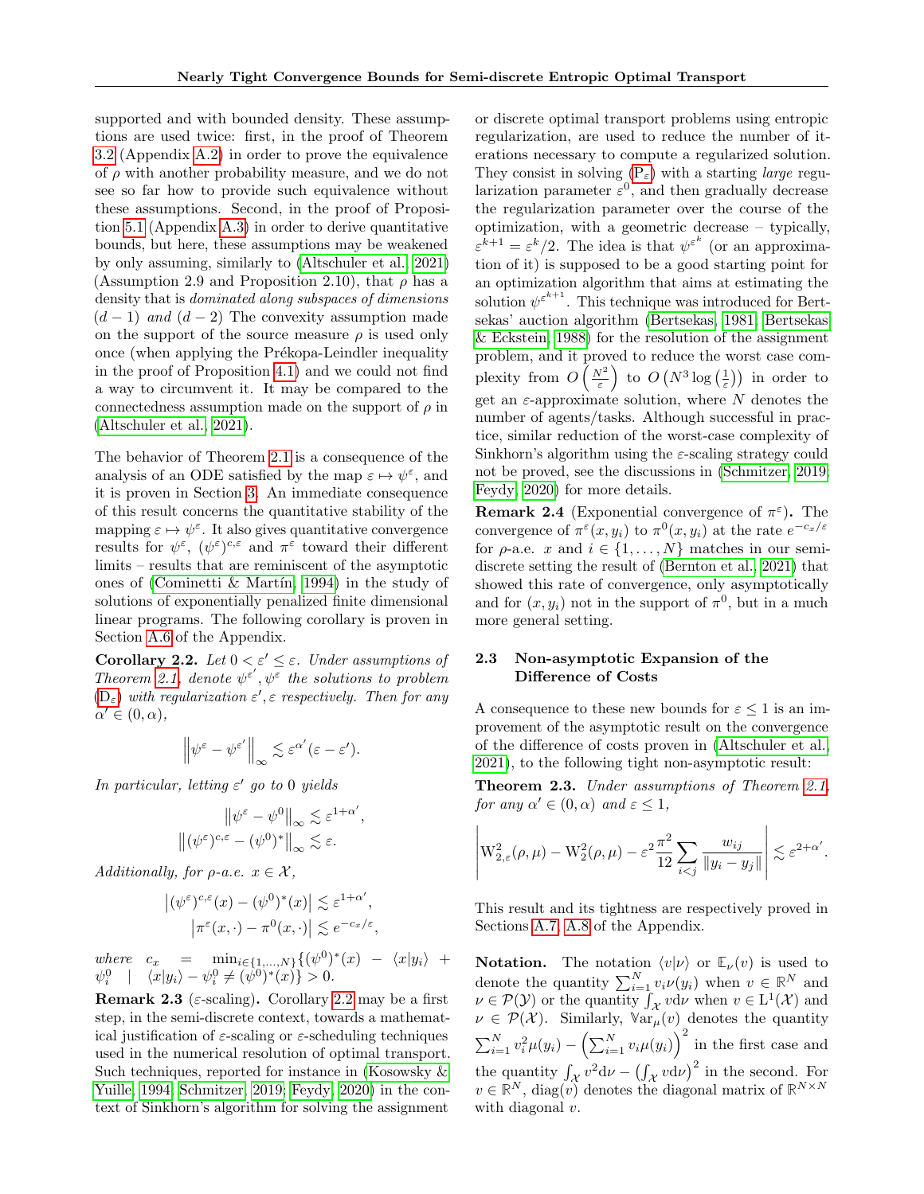supported and with bounded density. These assumptions are used twice: first, in the proof of Theorem 3.2 (Appendix A.2) in order to prove the equivalence of $\rho$ with another probability measure, and we do not see so far how to provide such equivalence without these assumptions. Second, in the proof of Proposition 5.1 (Appendix A.3) in order to derive quantitative bounds, but here, these assumptions may be weakened by only assuming, similarly to (Altschuler et al., 2021) (Assumption 2.9 and Proposition 2.10), that $\rho$ has a density that is *dominated along subspaces of dimensions* $(d-1)$ *and* $(d-2)$ The convexity assumption made on the support of the source measure $\rho$ is used only once (when applying the Prékopa-Leindler inequality in the proof of Proposition 4.1) and we could not find a way to circumvent it. It may be compared to the connectedness assumption made on the support of $\rho$ in (Altschuler et al., 2021).

The behavior of Theorem 2.1 is a consequence of the analysis of an ODE satisfied by the map $\varepsilon \mapsto \psi^\varepsilon$, and it is proven in Section 3. An immediate consequence of this result concerns the quantitative stability of the mapping $\varepsilon \mapsto \psi^\varepsilon$. It also gives quantitative convergence results for $\psi^\varepsilon$, $(\psi^\varepsilon)^{c,\varepsilon}$ and $\pi^\varepsilon$ toward their different limits – results that are reminiscent of the asymptotic ones of (Cominetti & Martín, 1994) in the study of solutions of exponentially penalized finite dimensional linear programs. The following corollary is proven in Section A.6 of the Appendix.

**Corollary 2.2.** *Let $0 < \varepsilon' \le \varepsilon$. Under assumptions of Theorem 2.1, denote $\psi^{\varepsilon'}, \psi^\varepsilon$ the solutions to problem* ($\mathrm{D}_\varepsilon$) *with regularization $\varepsilon', \varepsilon$ respectively. Then for any $\alpha' \in (0, \alpha)$,*

$$\left\|\psi^\varepsilon - \psi^{\varepsilon'}\right\|_\infty \lesssim \varepsilon^{\alpha'}(\varepsilon - \varepsilon').$$

*In particular, letting $\varepsilon'$ go to 0 yields*

$$\left\|\psi^\varepsilon - \psi^0\right\|_\infty \lesssim \varepsilon^{1+\alpha'},$$
$$\left\|(\psi^\varepsilon)^{c,\varepsilon} - (\psi^0)^*\right\|_\infty \lesssim \varepsilon.$$

*Additionally, for $\rho$-a.e. $x \in \mathcal{X}$,*

$$\left|(\psi^\varepsilon)^{c,\varepsilon}(x) - (\psi^0)^*(x)\right| \lesssim \varepsilon^{1+\alpha'},$$
$$\left|\pi^\varepsilon(x,\cdot) - \pi^0(x,\cdot)\right| \lesssim e^{-c_x/\varepsilon},$$

*where* $c_x = \min_{i\in\{1,\dots,N\}}\{(\psi^0)^*(x) - \langle x|y_i\rangle + \psi_i^0 \mid \langle x|y_i\rangle - \psi_i^0 \neq (\psi^0)^*(x)\} > 0$.

**Remark 2.3** ($\varepsilon$-scaling)**.** Corollary 2.2 may be a first step, in the semi-discrete context, towards a mathematical justification of $\varepsilon$-scaling or $\varepsilon$-scheduling techniques used in the numerical resolution of optimal transport. Such techniques, reported for instance in (Kosowsky & Yuille, 1994; Schmitzer, 2019; Feydy, 2020) in the context of Sinkhorn's algorithm for solving the assignment or discrete optimal transport problems using entropic regularization, are used to reduce the number of iterations necessary to compute a regularized solution. They consist in solving ($\mathrm{P}_\varepsilon$) with a starting *large* regularization parameter $\varepsilon^0$, and then gradually decrease the regularization parameter over the course of the optimization, with a geometric decrease – typically, $\varepsilon^{k+1} = \varepsilon^k/2$. The idea is that $\psi^{\varepsilon^k}$ (or an approximation of it) is supposed to be a good starting point for an optimization algorithm that aims at estimating the solution $\psi^{\varepsilon^{k+1}}$. This technique was introduced for Bertsekas' auction algorithm (Bertsekas, 1981; Bertsekas & Eckstein, 1988) for the resolution of the assignment problem, and it proved to reduce the worst case complexity from $O\left(\frac{N^2}{\varepsilon}\right)$ to $O\left(N^3\log\left(\frac{1}{\varepsilon}\right)\right)$ in order to get an $\varepsilon$-approximate solution, where $N$ denotes the number of agents/tasks. Although successful in practice, similar reduction of the worst-case complexity of Sinkhorn's algorithm using the $\varepsilon$-scaling strategy could not be proved, see the discussions in (Schmitzer, 2019; Feydy, 2020) for more details.

**Remark 2.4** (Exponential convergence of $\pi^\varepsilon$)**.** The convergence of $\pi^\varepsilon(x, y_i)$ to $\pi^0(x, y_i)$ at the rate $e^{-c_x/\varepsilon}$ for $\rho$-a.e. $x$ and $i \in \{1, \dots, N\}$ matches in our semi-discrete setting the result of (Bernton et al., 2021) that showed this rate of convergence, only asymptotically and for $(x, y_i)$ not in the support of $\pi^0$, but in a much more general setting.

### 2.3 Non-asymptotic Expansion of the Difference of Costs

A consequence to these new bounds for $\varepsilon \le 1$ is an improvement of the asymptotic result on the convergence of the difference of costs proven in (Altschuler et al., 2021), to the following tight non-asymptotic result:

**Theorem 2.3.** *Under assumptions of Theorem 2.1, for any $\alpha' \in (0, \alpha)$ and $\varepsilon \le 1$,*

$$\left|\mathrm{W}_{2,\varepsilon}^2(\rho,\mu) - \mathrm{W}_2^2(\rho,\mu) - \varepsilon^2\frac{\pi^2}{12}\sum_{i<j}\frac{w_{ij}}{\|y_i - y_j\|}\right| \lesssim \varepsilon^{2+\alpha'}.$$

This result and its tightness are respectively proved in Sections A.7, A.8 of the Appendix.

**Notation.** The notation $\langle v|\nu\rangle$ or $\mathbb{E}_\nu(v)$ is used to denote the quantity $\sum_{i=1}^N v_i\nu(y_i)$ when $v \in \mathbb{R}^N$ and $\nu \in \mathcal{P}(\mathcal{Y})$ or the quantity $\int_\mathcal{X} v\mathrm{d}\nu$ when $v \in \mathrm{L}^1(\mathcal{X})$ and $\nu \in \mathcal{P}(\mathcal{X})$. Similarly, $\mathbb{V}\mathrm{ar}_\mu(v)$ denotes the quantity $\sum_{i=1}^N v_i^2\mu(y_i) - \left(\sum_{i=1}^N v_i\mu(y_i)\right)^2$ in the first case and the quantity $\int_\mathcal{X} v^2\mathrm{d}\nu - \left(\int_\mathcal{X} v\mathrm{d}\nu\right)^2$ in the second. For $v \in \mathbb{R}^N$, $\mathrm{diag}(v)$ denotes the diagonal matrix of $\mathbb{R}^{N\times N}$ with diagonal $v$.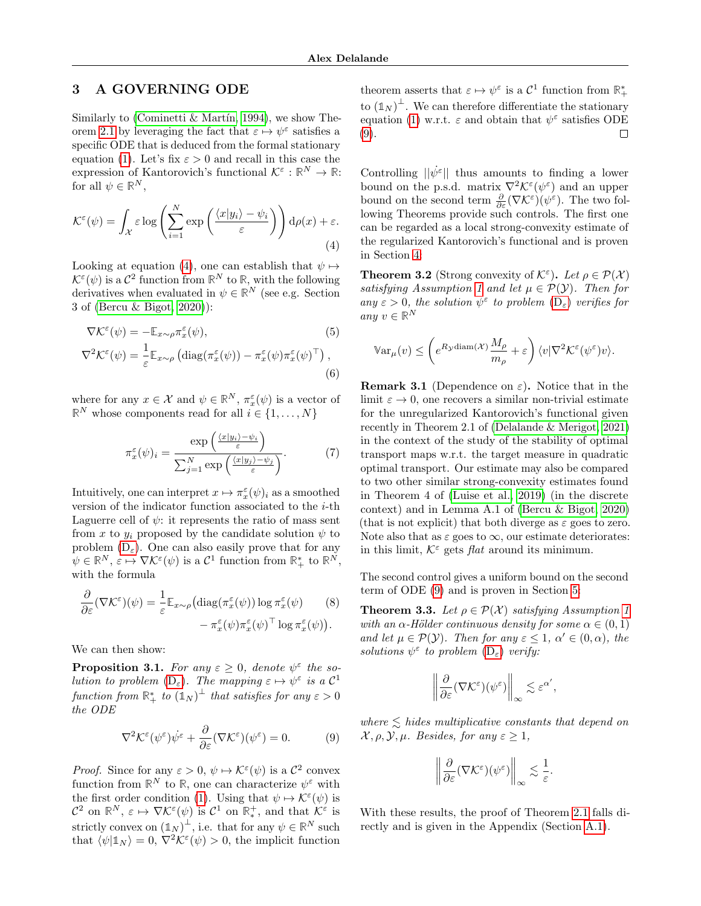## 3 A GOVERNING ODE

Similarly to (Cominetti & Martín, 1994), we show Theorem 2.1 by leveraging the fact that $\varepsilon \mapsto \psi^\varepsilon$ satisfies a specific ODE that is deduced from the formal stationary equation (1). Let's fix $\varepsilon > 0$ and recall in this case the expression of Kantorovich's functional $\mathcal{K}^\varepsilon : \mathbb{R}^N \to \mathbb{R}$: for all $\psi \in \mathbb{R}^N$,

$$\mathcal{K}^\varepsilon(\psi) = \int_{\mathcal{X}} \varepsilon \log\left(\sum_{i=1}^N \exp\left(\frac{\langle x|y_i\rangle - \psi_i}{\varepsilon}\right)\right) \mathrm{d}\rho(x) + \varepsilon. \tag{4}$$

Looking at equation (4), one can establish that $\psi \mapsto \mathcal{K}^\varepsilon(\psi)$ is a $\mathcal{C}^2$ function from $\mathbb{R}^N$ to $\mathbb{R}$, with the following derivatives when evaluated in $\psi \in \mathbb{R}^N$ (see e.g. Section 3 of (Bercu & Bigot, 2020)):

$$\nabla \mathcal{K}^\varepsilon(\psi) = -\mathbb{E}_{x\sim\rho}\pi_x^\varepsilon(\psi), \tag{5}$$

$$\nabla^2 \mathcal{K}^\varepsilon(\psi) = \frac{1}{\varepsilon}\mathbb{E}_{x\sim\rho}\left(\mathrm{diag}(\pi_x^\varepsilon(\psi)) - \pi_x^\varepsilon(\psi)\pi_x^\varepsilon(\psi)^\top\right), \tag{6}$$

where for any $x \in \mathcal{X}$ and $\psi \in \mathbb{R}^N$, $\pi_x^\varepsilon(\psi)$ is a vector of $\mathbb{R}^N$ whose components read for all $i \in \{1, \ldots, N\}$

$$\pi_x^\varepsilon(\psi)_i = \frac{\exp\left(\frac{\langle x|y_i\rangle - \psi_i}{\varepsilon}\right)}{\sum_{j=1}^N \exp\left(\frac{\langle x|y_j\rangle - \psi_j}{\varepsilon}\right)}. \tag{7}$$

Intuitively, one can interpret $x \mapsto \pi_x^\varepsilon(\psi)_i$ as a smoothed version of the indicator function associated to the $i$-th Laguerre cell of $\psi$: it represents the ratio of mass sent from $x$ to $y_i$ proposed by the candidate solution $\psi$ to problem ($\mathrm{D}_\varepsilon$). One can also easily prove that for any $\psi \in \mathbb{R}^N$, $\varepsilon \mapsto \nabla\mathcal{K}^\varepsilon(\psi)$ is a $\mathcal{C}^1$ function from $\mathbb{R}_+^*$ to $\mathbb{R}^N$, with the formula

$$\frac{\partial}{\partial\varepsilon}(\nabla\mathcal{K}^\varepsilon)(\psi) = \frac{1}{\varepsilon}\mathbb{E}_{x\sim\rho}\big(\mathrm{diag}(\pi_x^\varepsilon(\psi))\log\pi_x^\varepsilon(\psi) - \pi_x^\varepsilon(\psi)\pi_x^\varepsilon(\psi)^\top\log\pi_x^\varepsilon(\psi)\big). \tag{8}$$

We can then show:

**Proposition 3.1.** *For any $\varepsilon \geq 0$, denote $\psi^\varepsilon$ the solution to problem ($\mathrm{D}_\varepsilon$). The mapping $\varepsilon \mapsto \psi^\varepsilon$ is a $\mathcal{C}^1$ function from $\mathbb{R}_+^*$ to $(\mathbb{1}_N)^\perp$ that satisfies for any $\varepsilon > 0$ the ODE*

$$\nabla^2\mathcal{K}^\varepsilon(\psi^\varepsilon)\dot{\psi^\varepsilon} + \frac{\partial}{\partial\varepsilon}(\nabla\mathcal{K}^\varepsilon)(\psi^\varepsilon) = 0. \tag{9}$$

*Proof.* Since for any $\varepsilon > 0$, $\psi \mapsto \mathcal{K}^\varepsilon(\psi)$ is a $\mathcal{C}^2$ convex function from $\mathbb{R}^N$ to $\mathbb{R}$, one can characterize $\psi^\varepsilon$ with the first order condition (1). Using that $\psi \mapsto \mathcal{K}^\varepsilon(\psi)$ is $\mathcal{C}^2$ on $\mathbb{R}^N$, $\varepsilon \mapsto \nabla\mathcal{K}^\varepsilon(\psi)$ is $\mathcal{C}^1$ on $\mathbb{R}_*^+$, and that $\mathcal{K}^\varepsilon$ is strictly convex on $(\mathbb{1}_N)^\perp$, i.e. that for any $\psi \in \mathbb{R}^N$ such that $\langle\psi|\mathbb{1}_N\rangle = 0$, $\nabla^2\mathcal{K}^\varepsilon(\psi) > 0$, the implicit function theorem asserts that $\varepsilon \mapsto \psi^\varepsilon$ is a $\mathcal{C}^1$ function from $\mathbb{R}_+^*$ to $(\mathbb{1}_N)^\perp$. We can therefore differentiate the stationary equation (1) w.r.t. $\varepsilon$ and obtain that $\psi^\varepsilon$ satisfies ODE (9). □

Controlling $||\dot{\psi^\varepsilon}||$ thus amounts to finding a lower bound on the p.s.d. matrix $\nabla^2\mathcal{K}^\varepsilon(\psi^\varepsilon)$ and an upper bound on the second term $\frac{\partial}{\partial\varepsilon}(\nabla\mathcal{K}^\varepsilon)(\psi^\varepsilon)$. The two following Theorems provide such controls. The first one can be regarded as a local strong-convexity estimate of the regularized Kantorovich's functional and is proven in Section 4.

**Theorem 3.2** (Strong convexity of $\mathcal{K}^\varepsilon$)**.** *Let $\rho \in \mathcal{P}(\mathcal{X})$ satisfying Assumption 1 and let $\mu \in \mathcal{P}(\mathcal{Y})$. Then for any $\varepsilon > 0$, the solution $\psi^\varepsilon$ to problem ($\mathrm{D}_\varepsilon$) verifies for any $v \in \mathbb{R}^N$*

$$\mathbb{V}\mathrm{ar}_\mu(v) \leq \left(e^{R_{\mathcal{Y}}\mathrm{diam}(\mathcal{X})}\frac{M_\rho}{m_\rho} + \varepsilon\right)\langle v|\nabla^2\mathcal{K}^\varepsilon(\psi^\varepsilon)v\rangle.$$

**Remark 3.1** (Dependence on $\varepsilon$)**.** Notice that in the limit $\varepsilon \to 0$, one recovers a similar non-trivial estimate for the unregularized Kantorovich's functional given recently in Theorem 2.1 of (Delalande & Merigot, 2021) in the context of the study of the stability of optimal transport maps w.r.t. the target measure in quadratic optimal transport. Our estimate may also be compared to two other similar strong-convexity estimates found in Theorem 4 of (Luise et al., 2019) (in the discrete context) and in Lemma A.1 of (Bercu & Bigot, 2020) (that is not explicit) that both diverge as $\varepsilon$ goes to zero. Note also that as $\varepsilon$ goes to $\infty$, our estimate deteriorates: in this limit, $\mathcal{K}^\varepsilon$ gets *flat* around its minimum.

The second control gives a uniform bound on the second term of ODE (9) and is proven in Section 5:

**Theorem 3.3.** *Let $\rho \in \mathcal{P}(\mathcal{X})$ satisfying Assumption 1 with an $\alpha$-Hölder continuous density for some $\alpha \in (0, 1)$ and let $\mu \in \mathcal{P}(\mathcal{Y})$. Then for any $\varepsilon \leq 1$, $\alpha' \in (0, \alpha)$, the solutions $\psi^\varepsilon$ to problem ($\mathrm{D}_\varepsilon$) verify:*

$$\left\|\frac{\partial}{\partial\varepsilon}(\nabla\mathcal{K}^\varepsilon)(\psi^\varepsilon)\right\|_\infty \lesssim \varepsilon^{\alpha'},$$

*where $\lesssim$ hides multiplicative constants that depend on $\mathcal{X}, \rho, \mathcal{Y}, \mu$. Besides, for any $\varepsilon \geq 1$,*

$$\left\|\frac{\partial}{\partial\varepsilon}(\nabla\mathcal{K}^\varepsilon)(\psi^\varepsilon)\right\|_\infty \lesssim \frac{1}{\varepsilon}.$$

With these results, the proof of Theorem 2.1 falls directly and is given in the Appendix (Section A.1).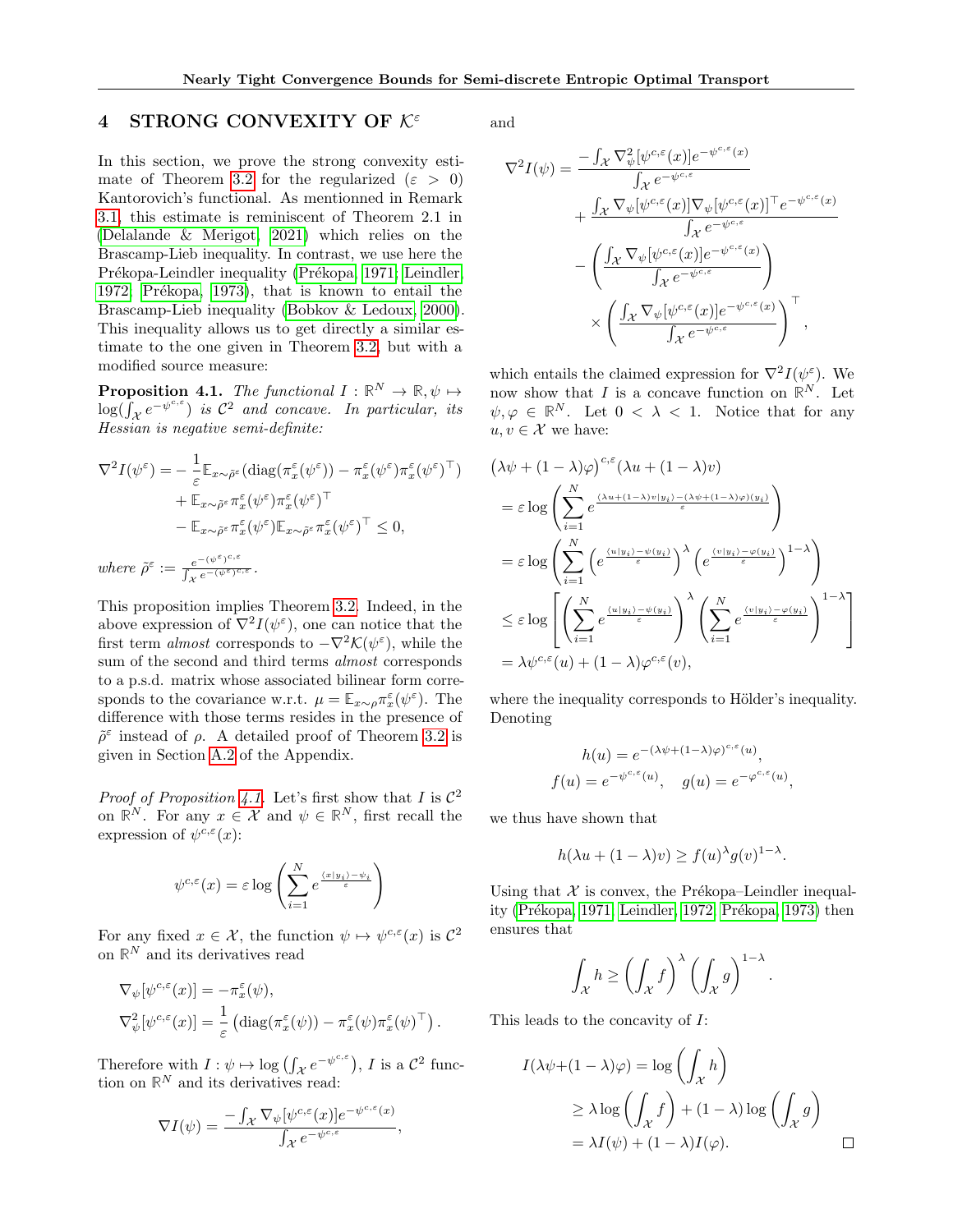## 4 STRONG CONVEXITY OF $\mathcal{K}^\varepsilon$

In this section, we prove the strong convexity estimate of Theorem 3.2 for the regularized ($\varepsilon > 0$) Kantorovich's functional. As mentionned in Remark 3.1, this estimate is reminiscent of Theorem 2.1 in (Delalande & Merigot, 2021) which relies on the Brascamp-Lieb inequality. In contrast, we use here the Prékopa-Leindler inequality (Prékopa, 1971; Leindler, 1972; Prékopa, 1973), that is known to entail the Brascamp-Lieb inequality (Bobkov & Ledoux, 2000). This inequality allows us to get directly a similar estimate to the one given in Theorem 3.2, but with a modified source measure:

**Proposition 4.1.** *The functional $I : \mathbb{R}^N \to \mathbb{R}, \psi \mapsto \log(\int_\mathcal{X} e^{-\psi^{c,\varepsilon}})$ is $\mathcal{C}^2$ and concave. In particular, its Hessian is negative semi-definite:*

$$
\begin{aligned}
\nabla^2 I(\psi^\varepsilon) = &-\frac{1}{\varepsilon}\mathbb{E}_{x\sim\tilde{\rho}^\varepsilon}(\mathrm{diag}(\pi^\varepsilon_x(\psi^\varepsilon)) - \pi^\varepsilon_x(\psi^\varepsilon)\pi^\varepsilon_x(\psi^\varepsilon)^\top)\\
&+ \mathbb{E}_{x\sim\tilde{\rho}^\varepsilon}\pi^\varepsilon_x(\psi^\varepsilon)\pi^\varepsilon_x(\psi^\varepsilon)^\top\\
&- \mathbb{E}_{x\sim\tilde{\rho}^\varepsilon}\pi^\varepsilon_x(\psi^\varepsilon)\mathbb{E}_{x\sim\tilde{\rho}^\varepsilon}\pi^\varepsilon_x(\psi^\varepsilon)^\top \leq 0,
\end{aligned}
$$

*where $\tilde{\rho}^\varepsilon := \frac{e^{-(\psi^\varepsilon)^{c,\varepsilon}}}{\int_\mathcal{X} e^{-(\psi^\varepsilon)^{c,\varepsilon}}}$.*

This proposition implies Theorem 3.2. Indeed, in the above expression of $\nabla^2 I(\psi^\varepsilon)$, one can notice that the first term *almost* corresponds to $-\nabla^2\mathcal{K}(\psi^\varepsilon)$, while the sum of the second and third terms *almost* corresponds to a p.s.d. matrix whose associated bilinear form corresponds to the covariance w.r.t. $\mu = \mathbb{E}_{x\sim\rho}\pi^\varepsilon_x(\psi^\varepsilon)$. The difference with those terms resides in the presence of $\tilde{\rho}^\varepsilon$ instead of $\rho$. A detailed proof of Theorem 3.2 is given in Section A.2 of the Appendix.

*Proof of Proposition 4.1.* Let's first show that $I$ is $\mathcal{C}^2$ on $\mathbb{R}^N$. For any $x \in \mathcal{X}$ and $\psi \in \mathbb{R}^N$, first recall the expression of $\psi^{c,\varepsilon}(x)$:

$$
\psi^{c,\varepsilon}(x) = \varepsilon \log\left(\sum_{i=1}^N e^{\frac{\langle x|y_i\rangle - \psi_i}{\varepsilon}}\right)
$$

For any fixed $x \in \mathcal{X}$, the function $\psi \mapsto \psi^{c,\varepsilon}(x)$ is $\mathcal{C}^2$ on $\mathbb{R}^N$ and its derivatives read

$$
\begin{aligned}
\nabla_\psi[\psi^{c,\varepsilon}(x)] &= -\pi^\varepsilon_x(\psi),\\
\nabla^2_\psi[\psi^{c,\varepsilon}(x)] &= \frac{1}{\varepsilon}\left(\mathrm{diag}(\pi^\varepsilon_x(\psi)) - \pi^\varepsilon_x(\psi)\pi^\varepsilon_x(\psi)^\top\right).
\end{aligned}
$$

Therefore with $I : \psi \mapsto \log\left(\int_\mathcal{X} e^{-\psi^{c,\varepsilon}}\right)$, $I$ is a $\mathcal{C}^2$ function on $\mathbb{R}^N$ and its derivatives read:

$$
\nabla I(\psi) = \frac{-\int_\mathcal{X} \nabla_\psi[\psi^{c,\varepsilon}(x)]e^{-\psi^{c,\varepsilon}(x)}}{\int_\mathcal{X} e^{-\psi^{c,\varepsilon}}},
$$

and

$$
\begin{aligned}
\nabla^2 I(\psi) = &\frac{-\int_\mathcal{X} \nabla^2_\psi[\psi^{c,\varepsilon}(x)]e^{-\psi^{c,\varepsilon}(x)}}{\int_\mathcal{X} e^{-\psi^{c,\varepsilon}}}\\
&+ \frac{\int_\mathcal{X} \nabla_\psi[\psi^{c,\varepsilon}(x)]\nabla_\psi[\psi^{c,\varepsilon}(x)]^\top e^{-\psi^{c,\varepsilon}(x)}}{\int_\mathcal{X} e^{-\psi^{c,\varepsilon}}}\\
&- \left(\frac{\int_\mathcal{X} \nabla_\psi[\psi^{c,\varepsilon}(x)]e^{-\psi^{c,\varepsilon}(x)}}{\int_\mathcal{X} e^{-\psi^{c,\varepsilon}}}\right)\\
&\times \left(\frac{\int_\mathcal{X} \nabla_\psi[\psi^{c,\varepsilon}(x)]e^{-\psi^{c,\varepsilon}(x)}}{\int_\mathcal{X} e^{-\psi^{c,\varepsilon}}}\right)^\top,
\end{aligned}
$$

which entails the claimed expression for $\nabla^2 I(\psi^\varepsilon)$. We now show that $I$ is a concave function on $\mathbb{R}^N$. Let $\psi, \varphi \in \mathbb{R}^N$. Let $0 < \lambda < 1$. Notice that for any $u, v \in \mathcal{X}$ we have:

$$
\begin{aligned}
&\left(\lambda\psi + (1-\lambda)\varphi\right)^{c,\varepsilon}(\lambda u + (1-\lambda)v)\\
&= \varepsilon\log\left(\sum_{i=1}^N e^{\frac{\langle\lambda u + (1-\lambda)v|y_i\rangle - (\lambda\psi + (1-\lambda)\varphi)(y_i)}{\varepsilon}}\right)\\
&= \varepsilon\log\left(\sum_{i=1}^N \left(e^{\frac{\langle u|y_i\rangle - \psi(y_i)}{\varepsilon}}\right)^\lambda \left(e^{\frac{\langle v|y_i\rangle - \varphi(y_i)}{\varepsilon}}\right)^{1-\lambda}\right)\\
&\leq \varepsilon\log\left[\left(\sum_{i=1}^N e^{\frac{\langle u|y_i\rangle - \psi(y_i)}{\varepsilon}}\right)^\lambda \left(\sum_{i=1}^N e^{\frac{\langle v|y_i\rangle - \varphi(y_i)}{\varepsilon}}\right)^{1-\lambda}\right]\\
&= \lambda\psi^{c,\varepsilon}(u) + (1-\lambda)\varphi^{c,\varepsilon}(v),
\end{aligned}
$$

where the inequality corresponds to Hölder's inequality. Denoting

$$
\begin{aligned}
h(u) &= e^{-(\lambda\psi + (1-\lambda)\varphi)^{c,\varepsilon}(u)},\\
f(u) &= e^{-\psi^{c,\varepsilon}(u)}, \quad g(u) = e^{-\varphi^{c,\varepsilon}(u)},
\end{aligned}
$$

we thus have shown that

$$
h(\lambda u + (1-\lambda)v) \geq f(u)^\lambda g(v)^{1-\lambda}.
$$

Using that $\mathcal{X}$ is convex, the Prékopa–Leindler inequality (Prékopa, 1971; Leindler, 1972; Prékopa, 1973) then ensures that

$$
\int_\mathcal{X} h \geq \left(\int_\mathcal{X} f\right)^\lambda \left(\int_\mathcal{X} g\right)^{1-\lambda}.
$$

This leads to the concavity of $I$:

$$
\begin{aligned}
I(\lambda\psi + (1-\lambda)\varphi) &= \log\left(\int_\mathcal{X} h\right)\\
&\geq \lambda\log\left(\int_\mathcal{X} f\right) + (1-\lambda)\log\left(\int_\mathcal{X} g\right)\\
&= \lambda I(\psi) + (1-\lambda)I(\varphi).
\end{aligned}
$$

$\square$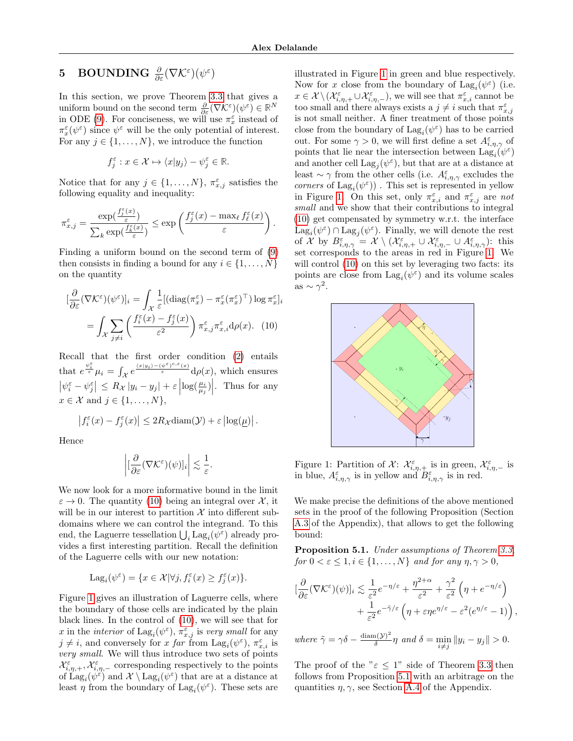## 5 BOUNDING $\frac{\partial}{\partial \varepsilon}(\nabla \mathcal{K}^\varepsilon)(\psi^\varepsilon)$

In this section, we prove Theorem 3.3 that gives a uniform bound on the second term $\frac{\partial}{\partial \varepsilon}(\nabla \mathcal{K}^\varepsilon)(\psi^\varepsilon) \in \mathbb{R}^N$ in ODE (9). For conciseness, we will use $\pi_x^\varepsilon$ instead of $\pi_x^\varepsilon(\psi^\varepsilon)$ since $\psi^\varepsilon$ will be the only potential of interest. For any $j \in \{1, \dots, N\}$, we introduce the function

$$f_j^\varepsilon : x \in \mathcal{X} \mapsto \langle x | y_j \rangle - \psi_j^\varepsilon \in \mathbb{R}.$$

Notice that for any $j \in \{1, \dots, N\}$, $\pi_{x,j}^\varepsilon$ satisfies the following equality and inequality:

$$\pi_{x,j}^\varepsilon = \frac{\exp(\frac{f_j^\varepsilon(x)}{\varepsilon})}{\sum_k \exp(\frac{f_k^\varepsilon(x)}{\varepsilon})} \leq \exp\left(\frac{f_j^\varepsilon(x) - \max_\ell f_\ell^\varepsilon(x)}{\varepsilon}\right).$$

Finding a uniform bound on the second term of (9) then consists in finding a bound for any $i \in \{1, \dots, N\}$ on the quantity

$$\begin{aligned}
[\frac{\partial}{\partial \varepsilon}(\nabla \mathcal{K}^\varepsilon)(\psi^\varepsilon)]_i &= \int_{\mathcal{X}} \frac{1}{\varepsilon}[(\mathrm{diag}(\pi_x^\varepsilon) - \pi_x^\varepsilon(\pi_x^\varepsilon)^\top)\log \pi_x^\varepsilon]_i \\
&= \int_{\mathcal{X}} \sum_{j \neq i} \left(\frac{f_i^\varepsilon(x) - f_j^\varepsilon(x)}{\varepsilon^2}\right) \pi_{x,j}^\varepsilon \pi_{x,i}^\varepsilon \mathrm{d}\rho(x). \quad (10)
\end{aligned}$$

Recall that the first order condition (2) entails that $e^{\frac{\psi_i^\varepsilon}{\varepsilon}}\mu_i = \int_{\mathcal{X}} e^{\frac{\langle x|y_i\rangle - (\psi^\varepsilon)^{c,\varepsilon}(x)}{\varepsilon}} \mathrm{d}\rho(x)$, which ensures $\left|\psi_i^\varepsilon - \psi_j^\varepsilon\right| \leq R_{\mathcal{X}} \left|y_i - y_j\right| + \varepsilon \left|\log(\frac{\mu_i}{\mu_j})\right|$. Thus for any $x \in \mathcal{X}$ and $j \in \{1, \dots, N\}$,

$$\left|f_i^\varepsilon(x) - f_j^\varepsilon(x)\right| \leq 2R_{\mathcal{X}} \mathrm{diam}(\mathcal{Y}) + \varepsilon \left|\log(\underline{\mu})\right|.$$

Hence

$$\left|[\frac{\partial}{\partial \varepsilon}(\nabla \mathcal{K}^\varepsilon)(\psi)]_i\right| \lesssim \frac{1}{\varepsilon}.$$

We now look for a more informative bound in the limit $\varepsilon \to 0$. The quantity (10) being an integral over $\mathcal{X}$, it will be in our interest to partition $\mathcal{X}$ into different subdomains where we can control the integrand. To this end, the Laguerre tessellation $\bigcup_i \mathrm{Lag}_i(\psi^\varepsilon)$ already provides a first interesting partition. Recall the definition of the Laguerre cells with our new notation:

$$\mathrm{Lag}_i(\psi^\varepsilon) = \{x \in \mathcal{X} | \forall j, f_i^\varepsilon(x) \geq f_j^\varepsilon(x)\}.$$

Figure 1 gives an illustration of Laguerre cells, where the boundary of those cells are indicated by the plain black lines. In the control of (10), we will see that for $x$ in the *interior* of $\mathrm{Lag}_i(\psi^\varepsilon)$, $\pi_{x,j}^\varepsilon$ is *very small* for any $j \neq i$, and conversely for $x$ *far* from $\mathrm{Lag}_i(\psi^\varepsilon)$, $\pi_{x,i}^\varepsilon$ is *very small*. We will thus introduce two sets of points $\mathcal{X}_{i,\eta,+}^\varepsilon, \mathcal{X}_{i,\eta,-}^\varepsilon$ corresponding respectively to the points of $\mathrm{Lag}_i(\psi^\varepsilon)$ and $\mathcal{X} \setminus \mathrm{Lag}_i(\psi^\varepsilon)$ that are at a distance at least $\eta$ from the boundary of $\mathrm{Lag}_i(\psi^\varepsilon)$. These sets are illustrated in Figure 1 in green and blue respectively. Now for $x$ close from the boundary of $\mathrm{Lag}_i(\psi^\varepsilon)$ (i.e. $x \in \mathcal{X} \setminus (\mathcal{X}_{i,\eta,+}^\varepsilon \cup \mathcal{X}_{i,\eta,-}^\varepsilon)$, we will see that $\pi_{x,i}^\varepsilon$ cannot be too small and there always exists a $j \neq i$ such that $\pi_{x,j}^\varepsilon$ is not small neither. A finer treatment of those points close from the boundary of $\mathrm{Lag}_i(\psi^\varepsilon)$ has to be carried out. For some $\gamma > 0$, we will first define a set $A_{i,\eta,\gamma}^\varepsilon$ of points that lie near the intersection between $\mathrm{Lag}_i(\psi^\varepsilon)$ and another cell $\mathrm{Lag}_j(\psi^\varepsilon)$, but that are at a distance at least $\sim \gamma$ from the other cells (i.e. $A_{i,\eta,\gamma}^\varepsilon$ excludes the *corners* of $\mathrm{Lag}_i(\psi^\varepsilon)$) . This set is represented in yellow in Figure 1. On this set, only $\pi_{x,i}^\varepsilon$ and $\pi_{x,j}^\varepsilon$ are *not small* and we show that their contributions to integral (10) get compensated by symmetry w.r.t. the interface $\mathrm{Lag}_i(\psi^\varepsilon) \cap \mathrm{Lag}_j(\psi^\varepsilon)$. Finally, we will denote the rest of $\mathcal{X}$ by $B_{i,\eta,\gamma}^\varepsilon = \mathcal{X} \setminus (\mathcal{X}_{i,\eta,+}^\varepsilon \cup \mathcal{X}_{i,\eta,-}^\varepsilon \cup A_{i,\eta,\gamma}^\varepsilon)$: this set corresponds to the areas in red in Figure 1. We will control (10) on this set by leveraging two facts: its points are close from $\mathrm{Lag}_i(\psi^\varepsilon)$ and its volume scales as $\sim \gamma^2$.

Figure 1: Partition of $\mathcal{X}$: $\mathcal{X}_{i,\eta,+}^\varepsilon$ is in green, $\mathcal{X}_{i,\eta,-}^\varepsilon$ is in blue, $A_{i,\eta,\gamma}^\varepsilon$ is in yellow and $B_{i,\eta,\gamma}^\varepsilon$ is in red.

We make precise the definitions of the above mentioned sets in the proof of the following Proposition (Section A.3 of the Appendix), that allows to get the following bound:

**Proposition 5.1.** *Under assumptions of Theorem 3.3, for $0 < \varepsilon \leq 1, i \in \{1, \dots, N\}$ and for any $\eta, \gamma > 0$,*

$$\begin{aligned}
[\frac{\partial}{\partial \varepsilon}(\nabla \mathcal{K}^\varepsilon)(\psi)]_i &\lesssim \frac{1}{\varepsilon^2}e^{-\eta/\varepsilon} + \frac{\eta^{2+\alpha}}{\varepsilon^2} + \frac{\gamma^2}{\varepsilon^2}\left(\eta + e^{-\eta/\varepsilon}\right) \\
&\quad + \frac{1}{\varepsilon^2}e^{-\tilde{\gamma}/\varepsilon}\left(\eta + \varepsilon\eta e^{\eta/\varepsilon} - \varepsilon^2(e^{\eta/\varepsilon} - 1)\right),
\end{aligned}$$

*where $\tilde{\gamma} = \gamma\delta - \frac{\mathrm{diam}(\mathcal{Y})^2}{\delta}\eta$ and $\delta = \min_{i \neq j} \|y_i - y_j\| > 0$.*

The proof of the "$\varepsilon \leq 1$" side of Theorem 3.3 then follows from Proposition 5.1 with an arbitrage on the quantities $\eta, \gamma$, see Section A.4 of the Appendix.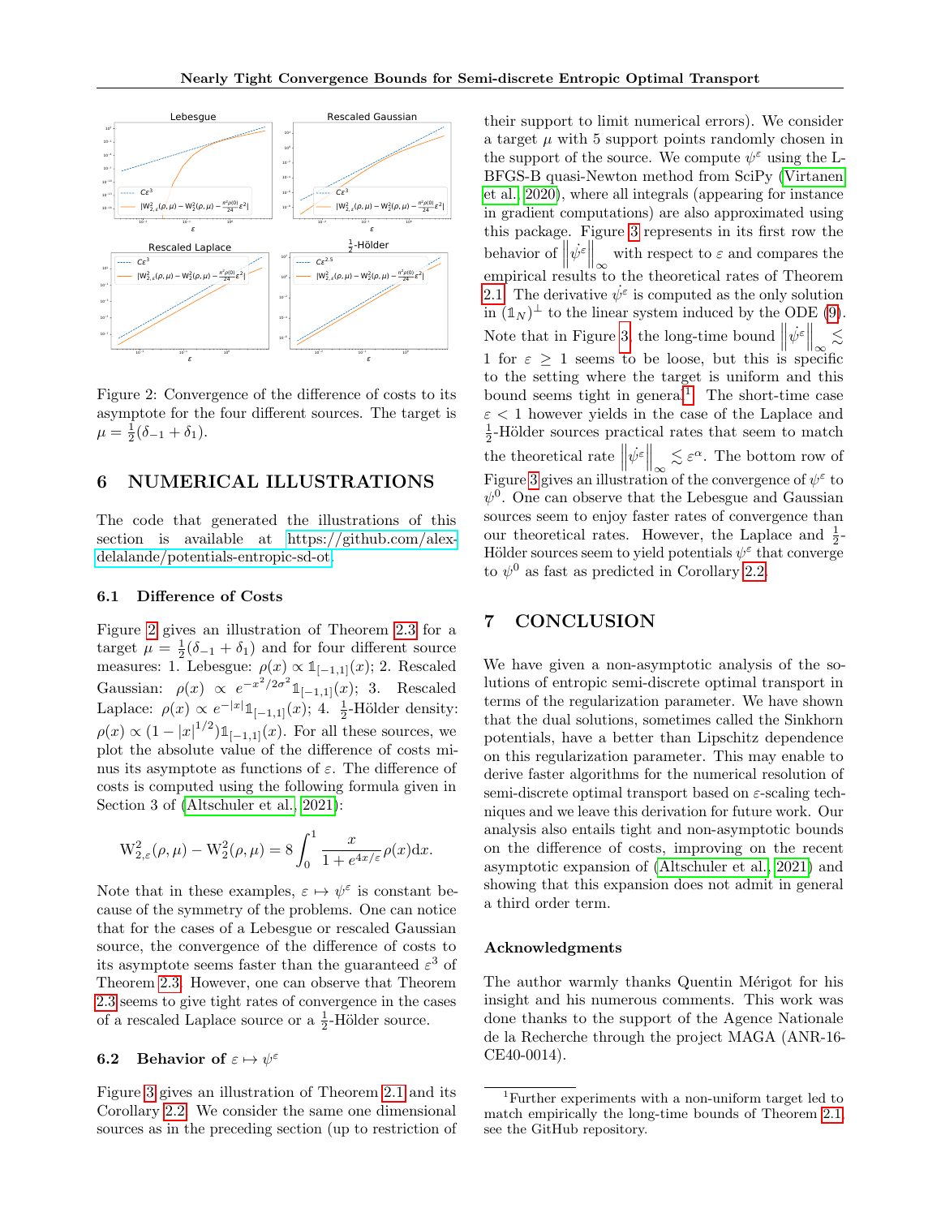Figure 2: Convergence of the difference of costs to its asymptote for the four different sources. The target is $\mu = \frac{1}{2}(\delta_{-1} + \delta_1)$.

## 6 NUMERICAL ILLUSTRATIONS

The code that generated the illustrations of this section is available at https://github.com/alex-delalande/potentials-entropic-sd-ot.

### 6.1 Difference of Costs

Figure 2 gives an illustration of Theorem 2.3 for a target $\mu = \frac{1}{2}(\delta_{-1} + \delta_1)$ and for four different source measures: 1. Lebesgue: $\rho(x) \propto \mathbb{1}_{[-1,1]}(x)$; 2. Rescaled Gaussian: $\rho(x) \propto e^{-x^2/2\sigma^2}\mathbb{1}_{[-1,1]}(x)$; 3. Rescaled Laplace: $\rho(x) \propto e^{-|x|}\mathbb{1}_{[-1,1]}(x)$; 4. $\frac{1}{2}$-Hölder density: $\rho(x) \propto (1 - |x|^{1/2})\mathbb{1}_{[-1,1]}(x)$. For all these sources, we plot the absolute value of the difference of costs minus its asymptote as functions of $\varepsilon$. The difference of costs is computed using the following formula given in Section 3 of (Altschuler et al., 2021):

$$\mathrm{W}_{2,\varepsilon}^2(\rho, \mu) - \mathrm{W}_2^2(\rho, \mu) = 8 \int_0^1 \frac{x}{1 + e^{4x/\varepsilon}} \rho(x) \mathrm{d}x.$$

Note that in these examples, $\varepsilon \mapsto \psi^\varepsilon$ is constant because of the symmetry of the problems. One can notice that for the cases of a Lebesgue or rescaled Gaussian source, the convergence of the difference of costs to its asymptote seems faster than the guaranteed $\varepsilon^3$ of Theorem 2.3. However, one can observe that Theorem 2.3 seems to give tight rates of convergence in the cases of a rescaled Laplace source or a $\frac{1}{2}$-Hölder source.

### 6.2 Behavior of $\varepsilon \mapsto \psi^\varepsilon$

Figure 3 gives an illustration of Theorem 2.1 and its Corollary 2.2. We consider the same one dimensional sources as in the preceding section (up to restriction of their support to limit numerical errors). We consider a target $\mu$ with 5 support points randomly chosen in the support of the source. We compute $\psi^\varepsilon$ using the L-BFGS-B quasi-Newton method from SciPy (Virtanen et al., 2020), where all integrals (appearing for instance in gradient computations) are also approximated using this package. Figure 3 represents in its first row the behavior of $\left\|\dot{\psi^\varepsilon}\right\|_\infty$ with respect to $\varepsilon$ and compares the empirical results to the theoretical rates of Theorem 2.1. The derivative $\dot{\psi^\varepsilon}$ is computed as the only solution in $(\mathbb{1}_N)^\perp$ to the linear system induced by the ODE (9). Note that in Figure 3, the long-time bound $\left\|\dot{\psi^\varepsilon}\right\|_\infty \lesssim 1$ for $\varepsilon \geq 1$ seems to be loose, but this is specific to the setting where the target is uniform and this bound seems tight in general[1]. The short-time case $\varepsilon < 1$ however yields in the case of the Laplace and $\frac{1}{2}$-Hölder sources practical rates that seem to match the theoretical rate $\left\|\dot{\psi^\varepsilon}\right\|_\infty \lesssim \varepsilon^\alpha$. The bottom row of Figure 3 gives an illustration of the convergence of $\psi^\varepsilon$ to $\psi^0$. One can observe that the Lebesgue and Gaussian sources seem to enjoy faster rates of convergence than our theoretical rates. However, the Laplace and $\frac{1}{2}$-Hölder sources seem to yield potentials $\psi^\varepsilon$ that converge to $\psi^0$ as fast as predicted in Corollary 2.2.

## 7 CONCLUSION

We have given a non-asymptotic analysis of the solutions of entropic semi-discrete optimal transport in terms of the regularization parameter. We have shown that the dual solutions, sometimes called the Sinkhorn potentials, have a better than Lipschitz dependence on this regularization parameter. This may enable to derive faster algorithms for the numerical resolution of semi-discrete optimal transport based on $\varepsilon$-scaling techniques and we leave this derivation for future work. Our analysis also entails tight and non-asymptotic bounds on the difference of costs, improving on the recent asymptotic expansion of (Altschuler et al., 2021) and showing that this expansion does not admit in general a third order term.

#### Acknowledgments

The author warmly thanks Quentin Mérigot for his insight and his numerous comments. This work was done thanks to the support of the Agence Nationale de la Recherche through the project MAGA (ANR-16-CE40-0014).

[1] Further experiments with a non-uniform target led to match empirically the long-time bounds of Theorem 2.1, see the GitHub repository.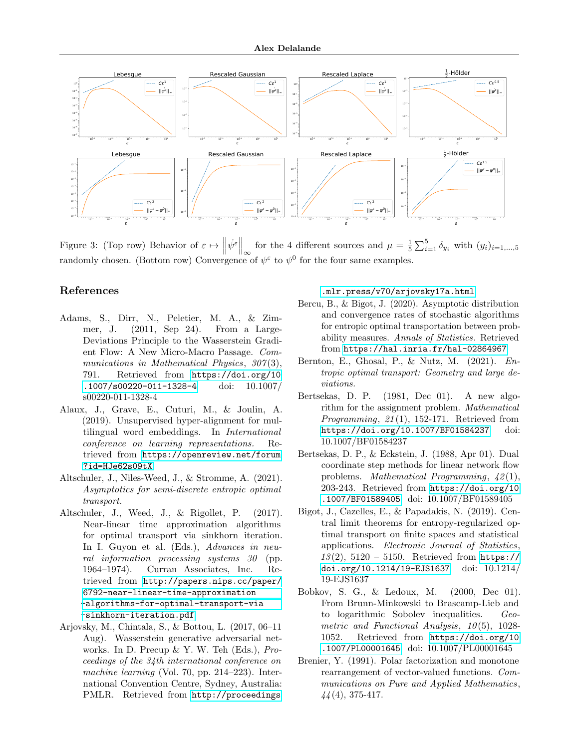Figure 3: (Top row) Behavior of $\varepsilon \mapsto \left\| \dot{\psi}^{\varepsilon} \right\|_{\infty}$ for the 4 different sources and $\mu = \frac{1}{5}\sum_{i=1}^{5} \delta_{y_i}$ with $(y_i)_{i=1,\ldots,5}$ randomly chosen. (Bottom row) Convergence of $\psi^{\varepsilon}$ to $\psi^{0}$ for the four same examples.

## References

Adams, S., Dirr, N., Peletier, M. A., & Zimmer, J. (2011, Sep 24). From a Large-Deviations Principle to the Wasserstein Gradient Flow: A New Micro-Macro Passage. *Communications in Mathematical Physics*, *307*(3), 791. Retrieved from https://doi.org/10.1007/s00220-011-1328-4 doi: 10.1007/s00220-011-1328-4

Alaux, J., Grave, E., Cuturi, M., & Joulin, A. (2019). Unsupervised hyper-alignment for multilingual word embeddings. In *International conference on learning representations.* Retrieved from https://openreview.net/forum?id=HJe62s09tX

Altschuler, J., Niles-Weed, J., & Stromme, A. (2021). *Asymptotics for semi-discrete entropic optimal transport.*

Altschuler, J., Weed, J., & Rigollet, P. (2017). Near-linear time approximation algorithms for optimal transport via sinkhorn iteration. In I. Guyon et al. (Eds.), *Advances in neural information processing systems 30* (pp. 1964–1974). Curran Associates, Inc. Retrieved from http://papers.nips.cc/paper/6792-near-linear-time-approximation-algorithms-for-optimal-transport-via-sinkhorn-iteration.pdf

Arjovsky, M., Chintala, S., & Bottou, L. (2017, 06–11 Aug). Wasserstein generative adversarial networks. In D. Precup & Y. W. Teh (Eds.), *Proceedings of the 34th international conference on machine learning* (Vol. 70, pp. 214–223). International Convention Centre, Sydney, Australia: PMLR. Retrieved from http://proceedings.mlr.press/v70/arjovsky17a.html

Bercu, B., & Bigot, J. (2020). Asymptotic distribution and convergence rates of stochastic algorithms for entropic optimal transportation between probability measures. *Annals of Statistics*. Retrieved from https://hal.inria.fr/hal-02864967

Bernton, E., Ghosal, P., & Nutz, M. (2021). *Entropic optimal transport: Geometry and large deviations.*

Bertsekas, D. P. (1981, Dec 01). A new algorithm for the assignment problem. *Mathematical Programming*, *21*(1), 152-171. Retrieved from https://doi.org/10.1007/BF01584237 doi: 10.1007/BF01584237

Bertsekas, D. P., & Eckstein, J. (1988, Apr 01). Dual coordinate step methods for linear network flow problems. *Mathematical Programming*, *42*(1), 203-243. Retrieved from https://doi.org/10.1007/BF01589405 doi: 10.1007/BF01589405

Bigot, J., Cazelles, E., & Papadakis, N. (2019). Central limit theorems for entropy-regularized optimal transport on finite spaces and statistical applications. *Electronic Journal of Statistics*, *13*(2), 5120 – 5150. Retrieved from https://doi.org/10.1214/19-EJS1637 doi: 10.1214/19-EJS1637

Bobkov, S. G., & Ledoux, M. (2000, Dec 01). From Brunn-Minkowski to Brascamp-Lieb and to logarithmic Sobolev inequalities. *Geometric and Functional Analysis*, *10*(5), 1028-1052. Retrieved from https://doi.org/10.1007/PL00001645 doi: 10.1007/PL00001645

Brenier, Y. (1991). Polar factorization and monotone rearrangement of vector-valued functions. *Communications on Pure and Applied Mathematics*, *44*(4), 375-417.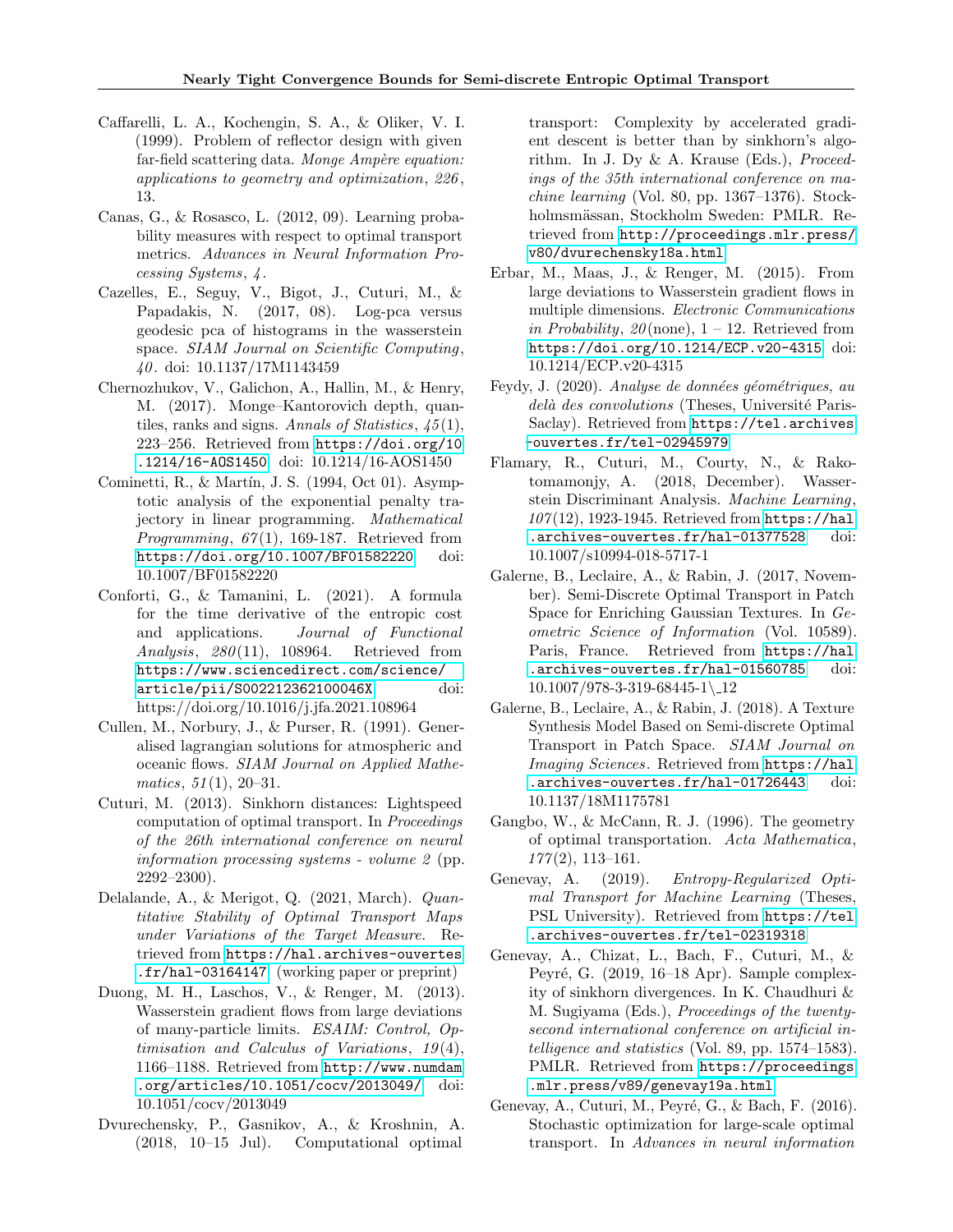Caffarelli, L. A., Kochengin, S. A., & Oliker, V. I. (1999). Problem of reflector design with given far-field scattering data. *Monge Ampère equation: applications to geometry and optimization*, *226*, 13.

Canas, G., & Rosasco, L. (2012, 09). Learning probability measures with respect to optimal transport metrics. *Advances in Neural Information Processing Systems*, *4*.

Cazelles, E., Seguy, V., Bigot, J., Cuturi, M., & Papadakis, N. (2017, 08). Log-pca versus geodesic pca of histograms in the wasserstein space. *SIAM Journal on Scientific Computing*, *40*. doi: 10.1137/17M1143459

Chernozhukov, V., Galichon, A., Hallin, M., & Henry, M. (2017). Monge–Kantorovich depth, quantiles, ranks and signs. *Annals of Statistics*, *45*(1), 223–256. Retrieved from https://doi.org/10.1214/16-AOS1450 doi: 10.1214/16-AOS1450

Cominetti, R., & Martín, J. S. (1994, Oct 01). Asymptotic analysis of the exponential penalty trajectory in linear programming. *Mathematical Programming*, *67*(1), 169-187. Retrieved from https://doi.org/10.1007/BF01582220 doi: 10.1007/BF01582220

Conforti, G., & Tamanini, L. (2021). A formula for the time derivative of the entropic cost and applications. *Journal of Functional Analysis*, *280*(11), 108964. Retrieved from https://www.sciencedirect.com/science/article/pii/S002212362100046X doi: https://doi.org/10.1016/j.jfa.2021.108964

Cullen, M., Norbury, J., & Purser, R. (1991). Generalised lagrangian solutions for atmospheric and oceanic flows. *SIAM Journal on Applied Mathematics*, *51*(1), 20–31.

Cuturi, M. (2013). Sinkhorn distances: Lightspeed computation of optimal transport. In *Proceedings of the 26th international conference on neural information processing systems - volume 2* (pp. 2292–2300).

Delalande, A., & Merigot, Q. (2021, March). *Quantitative Stability of Optimal Transport Maps under Variations of the Target Measure.* Retrieved from https://hal.archives-ouvertes.fr/hal-03164147 (working paper or preprint)

Duong, M. H., Laschos, V., & Renger, M. (2013). Wasserstein gradient flows from large deviations of many-particle limits. *ESAIM: Control, Optimisation and Calculus of Variations*, *19*(4), 1166–1188. Retrieved from http://www.numdam.org/articles/10.1051/cocv/2013049/ doi: 10.1051/cocv/2013049

Dvurechensky, P., Gasnikov, A., & Kroshnin, A. (2018, 10–15 Jul). Computational optimal transport: Complexity by accelerated gradient descent is better than by sinkhorn's algorithm. In J. Dy & A. Krause (Eds.), *Proceedings of the 35th international conference on machine learning* (Vol. 80, pp. 1367–1376). Stockholmsmässan, Stockholm Sweden: PMLR. Retrieved from http://proceedings.mlr.press/v80/dvurechensky18a.html

Erbar, M., Maas, J., & Renger, M. (2015). From large deviations to Wasserstein gradient flows in multiple dimensions. *Electronic Communications in Probability*, *20*(none), 1 – 12. Retrieved from https://doi.org/10.1214/ECP.v20-4315 doi: 10.1214/ECP.v20-4315

Feydy, J. (2020). *Analyse de données géométriques, au delà des convolutions* (Theses, Université Paris-Saclay). Retrieved from https://tel.archives-ouvertes.fr/tel-02945979

Flamary, R., Cuturi, M., Courty, N., & Rakotomamonjy, A. (2018, December). Wasserstein Discriminant Analysis. *Machine Learning*, *107*(12), 1923-1945. Retrieved from https://hal.archives-ouvertes.fr/hal-01377528 doi: 10.1007/s10994-018-5717-1

Galerne, B., Leclaire, A., & Rabin, J. (2017, November). Semi-Discrete Optimal Transport in Patch Space for Enriching Gaussian Textures. In *Geometric Science of Information* (Vol. 10589). Paris, France. Retrieved from https://hal.archives-ouvertes.fr/hal-01560785 doi: 10.1007/978-3-319-68445-1\_12

Galerne, B., Leclaire, A., & Rabin, J. (2018). A Texture Synthesis Model Based on Semi-discrete Optimal Transport in Patch Space. *SIAM Journal on Imaging Sciences*. Retrieved from https://hal.archives-ouvertes.fr/hal-01726443 doi: 10.1137/18M1175781

Gangbo, W., & McCann, R. J. (1996). The geometry of optimal transportation. *Acta Mathematica*, *177*(2), 113–161.

Genevay, A. (2019). *Entropy-Regularized Optimal Transport for Machine Learning* (Theses, PSL University). Retrieved from https://tel.archives-ouvertes.fr/tel-02319318

Genevay, A., Chizat, L., Bach, F., Cuturi, M., & Peyré, G. (2019, 16–18 Apr). Sample complexity of sinkhorn divergences. In K. Chaudhuri & M. Sugiyama (Eds.), *Proceedings of the twenty-second international conference on artificial intelligence and statistics* (Vol. 89, pp. 1574–1583). PMLR. Retrieved from https://proceedings.mlr.press/v89/genevay19a.html

Genevay, A., Cuturi, M., Peyré, G., & Bach, F. (2016). Stochastic optimization for large-scale optimal transport. In *Advances in neural information*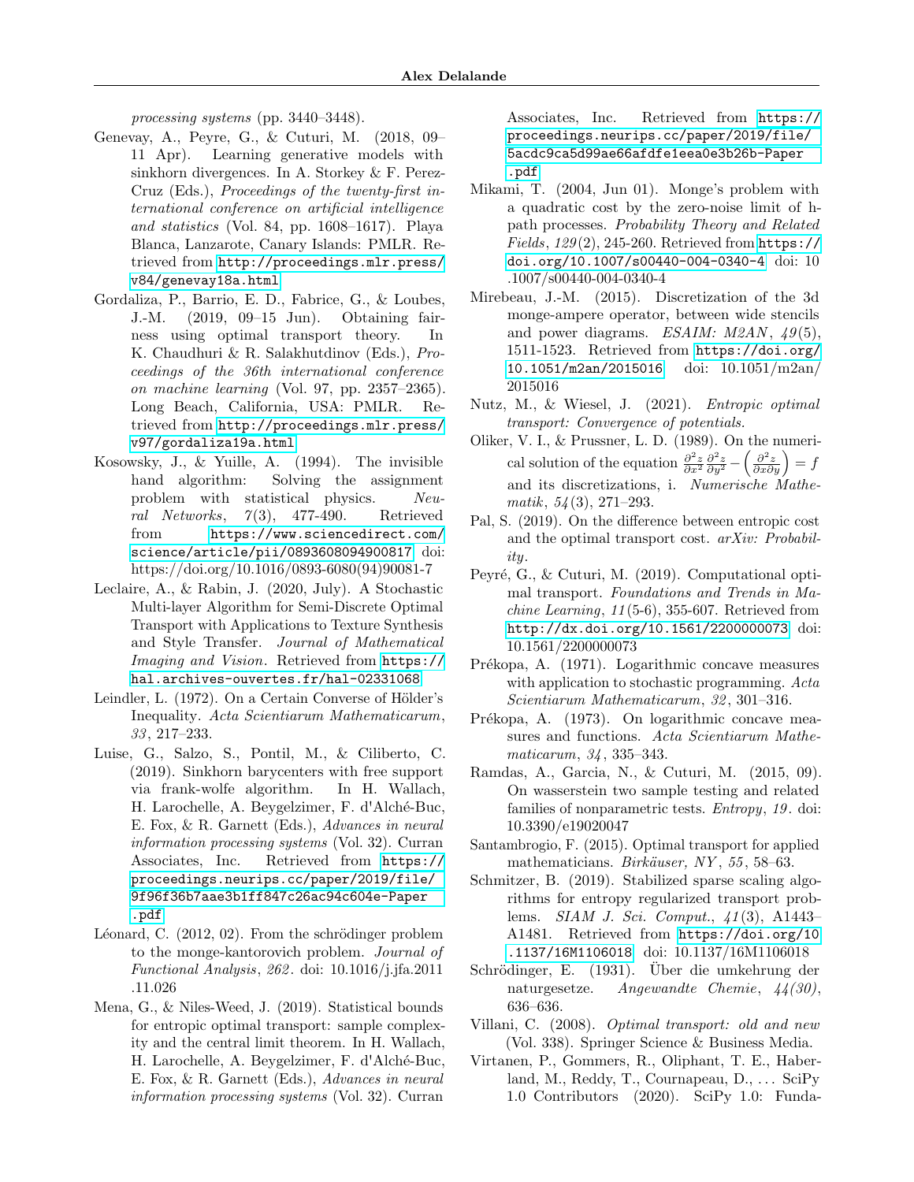*processing systems* (pp. 3440–3448).

Genevay, A., Peyre, G., & Cuturi, M. (2018, 09–11 Apr). Learning generative models with sinkhorn divergences. In A. Storkey & F. Perez-Cruz (Eds.), *Proceedings of the twenty-first international conference on artificial intelligence and statistics* (Vol. 84, pp. 1608–1617). Playa Blanca, Lanzarote, Canary Islands: PMLR. Retrieved from http://proceedings.mlr.press/v84/genevay18a.html

Gordaliza, P., Barrio, E. D., Fabrice, G., & Loubes, J.-M. (2019, 09–15 Jun). Obtaining fairness using optimal transport theory. In K. Chaudhuri & R. Salakhutdinov (Eds.), *Proceedings of the 36th international conference on machine learning* (Vol. 97, pp. 2357–2365). Long Beach, California, USA: PMLR. Retrieved from http://proceedings.mlr.press/v97/gordaliza19a.html

Kosowsky, J., & Yuille, A. (1994). The invisible hand algorithm: Solving the assignment problem with statistical physics. *Neural Networks*, *7*(3), 477-490. Retrieved from https://www.sciencedirect.com/science/article/pii/0893608094900817 doi: https://doi.org/10.1016/0893-6080(94)90081-7

Leclaire, A., & Rabin, J. (2020, July). A Stochastic Multi-layer Algorithm for Semi-Discrete Optimal Transport with Applications to Texture Synthesis and Style Transfer. *Journal of Mathematical Imaging and Vision*. Retrieved from https://hal.archives-ouvertes.fr/hal-02331068

Leindler, L. (1972). On a Certain Converse of Hölder's Inequality. *Acta Scientiarum Mathematicarum*, *33*, 217–233.

Luise, G., Salzo, S., Pontil, M., & Ciliberto, C. (2019). Sinkhorn barycenters with free support via frank-wolfe algorithm. In H. Wallach, H. Larochelle, A. Beygelzimer, F. d'Alché-Buc, E. Fox, & R. Garnett (Eds.), *Advances in neural information processing systems* (Vol. 32). Curran Associates, Inc. Retrieved from https://proceedings.neurips.cc/paper/2019/file/9f96f36b7aae3b1ff847c26ac94c604e-Paper.pdf

Léonard, C. (2012, 02). From the schrödinger problem to the monge-kantorovich problem. *Journal of Functional Analysis*, *262*. doi: 10.1016/j.jfa.2011.11.026

Mena, G., & Niles-Weed, J. (2019). Statistical bounds for entropic optimal transport: sample complexity and the central limit theorem. In H. Wallach, H. Larochelle, A. Beygelzimer, F. d'Alché-Buc, E. Fox, & R. Garnett (Eds.), *Advances in neural information processing systems* (Vol. 32). Curran Associates, Inc. Retrieved from https://proceedings.neurips.cc/paper/2019/file/5acdc9ca5d99ae66afdfe1eea0e3b26b-Paper.pdf

Mikami, T. (2004, Jun 01). Monge's problem with a quadratic cost by the zero-noise limit of h-path processes. *Probability Theory and Related Fields*, *129*(2), 245-260. Retrieved from https://doi.org/10.1007/s00440-004-0340-4 doi: 10.1007/s00440-004-0340-4

Mirebeau, J.-M. (2015). Discretization of the 3d monge-ampere operator, between wide stencils and power diagrams. *ESAIM: M2AN*, *49*(5), 1511-1523. Retrieved from https://doi.org/10.1051/m2an/2015016 doi: 10.1051/m2an/2015016

Nutz, M., & Wiesel, J. (2021). *Entropic optimal transport: Convergence of potentials.*

Oliker, V. I., & Prussner, L. D. (1989). On the numerical solution of the equation $\frac{\partial^2 z}{\partial x^2}\frac{\partial^2 z}{\partial y^2} - \left(\frac{\partial^2 z}{\partial x \partial y}\right) = f$ and its discretizations, i. *Numerische Mathematik*, *54*(3), 271–293.

Pal, S. (2019). On the difference between entropic cost and the optimal transport cost. *arXiv: Probability*.

Peyré, G., & Cuturi, M. (2019). Computational optimal transport. *Foundations and Trends in Machine Learning*, *11*(5-6), 355-607. Retrieved from http://dx.doi.org/10.1561/2200000073 doi: 10.1561/2200000073

Prékopa, A. (1971). Logarithmic concave measures with application to stochastic programming. *Acta Scientiarum Mathematicarum*, *32*, 301–316.

Prékopa, A. (1973). On logarithmic concave measures and functions. *Acta Scientiarum Mathematicarum*, *34*, 335–343.

Ramdas, A., Garcia, N., & Cuturi, M. (2015, 09). On wasserstein two sample testing and related families of nonparametric tests. *Entropy*, *19*. doi: 10.3390/e19020047

Santambrogio, F. (2015). Optimal transport for applied mathematicians. *Birkäuser, NY*, *55*, 58–63.

Schmitzer, B. (2019). Stabilized sparse scaling algorithms for entropy regularized transport problems. *SIAM J. Sci. Comput.*, *41*(3), A1443–A1481. Retrieved from https://doi.org/10.1137/16M1106018 doi: 10.1137/16M1106018

Schrödinger, E. (1931). Über die umkehrung der naturgesetze. *Angewandte Chemie*, *44(30)*, 636–636.

Villani, C. (2008). *Optimal transport: old and new* (Vol. 338). Springer Science & Business Media.

Virtanen, P., Gommers, R., Oliphant, T. E., Haberland, M., Reddy, T., Cournapeau, D., ... SciPy 1.0 Contributors (2020). SciPy 1.0: Funda-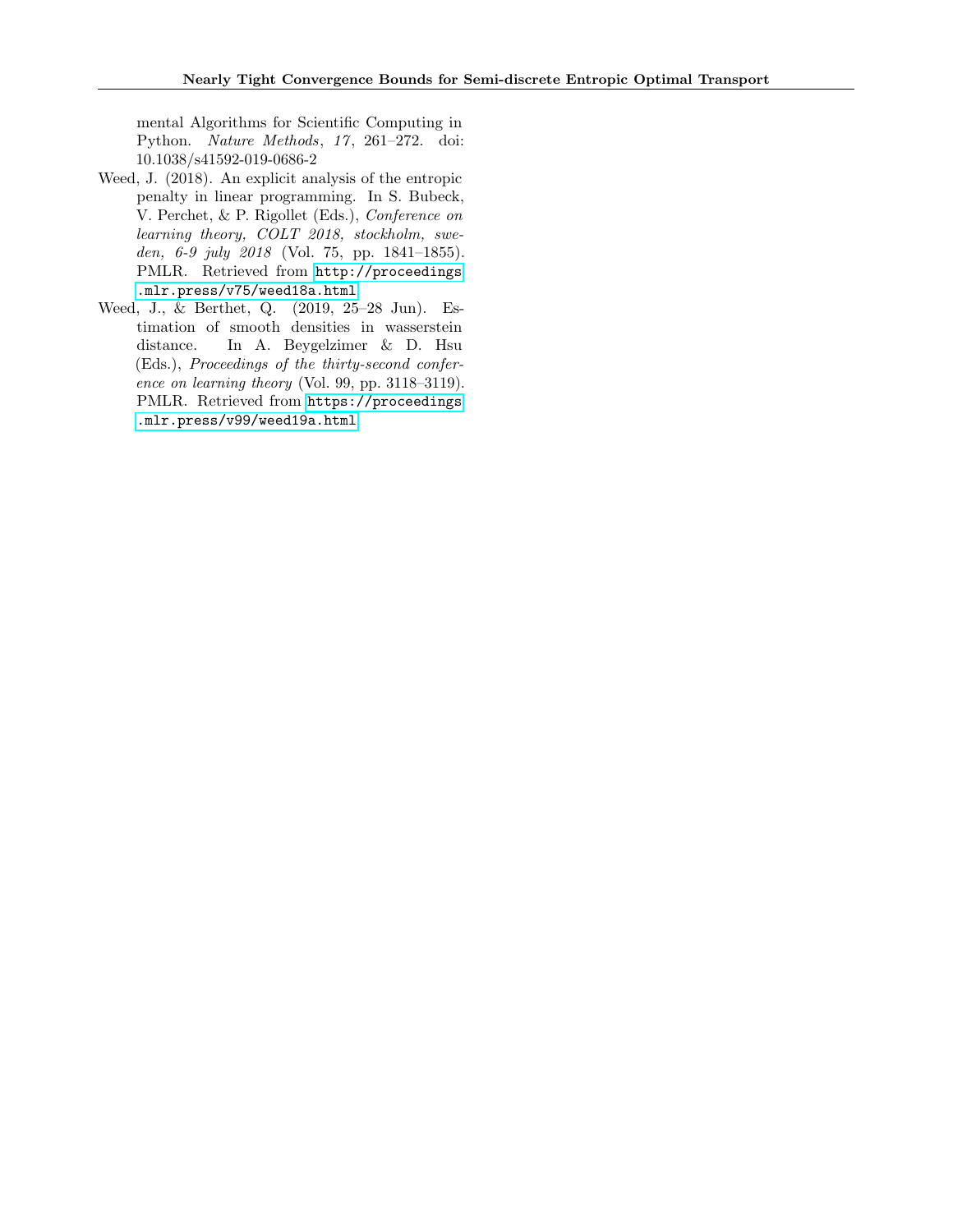mental Algorithms for Scientific Computing in Python. *Nature Methods*, *17*, 261–272. doi: 10.1038/s41592-019-0686-2

Weed, J. (2018). An explicit analysis of the entropic penalty in linear programming. In S. Bubeck, V. Perchet, & P. Rigollet (Eds.), *Conference on learning theory, COLT 2018, stockholm, sweden, 6-9 july 2018* (Vol. 75, pp. 1841–1855). PMLR. Retrieved from http://proceedings.mlr.press/v75/weed18a.html

Weed, J., & Berthet, Q. (2019, 25–28 Jun). Estimation of smooth densities in wasserstein distance. In A. Beygelzimer & D. Hsu (Eds.), *Proceedings of the thirty-second conference on learning theory* (Vol. 99, pp. 3118–3119). PMLR. Retrieved from https://proceedings.mlr.press/v99/weed19a.html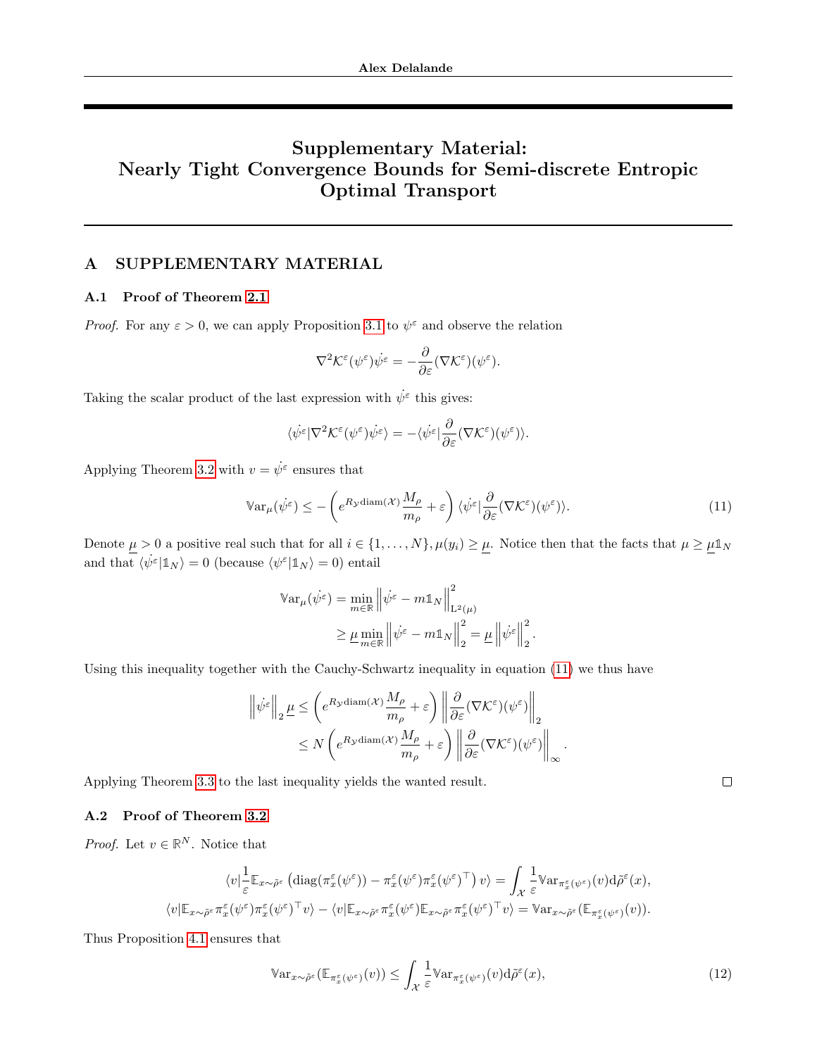# Supplementary Material: Nearly Tight Convergence Bounds for Semi-discrete Entropic Optimal Transport

## A SUPPLEMENTARY MATERIAL

### A.1 Proof of Theorem 2.1

*Proof.* For any $\varepsilon > 0$, we can apply Proposition 3.1 to $\psi^\varepsilon$ and observe the relation

$$\nabla^2 \mathcal{K}^\varepsilon(\psi^\varepsilon)\dot{\psi^\varepsilon} = -\frac{\partial}{\partial \varepsilon}(\nabla \mathcal{K}^\varepsilon)(\psi^\varepsilon).$$

Taking the scalar product of the last expression with $\dot{\psi^\varepsilon}$ this gives:

$$\langle \dot{\psi^\varepsilon} | \nabla^2 \mathcal{K}^\varepsilon(\psi^\varepsilon)\dot{\psi^\varepsilon}\rangle = -\langle \dot{\psi^\varepsilon} | \frac{\partial}{\partial \varepsilon}(\nabla \mathcal{K}^\varepsilon)(\psi^\varepsilon)\rangle.$$

Applying Theorem 3.2 with $v = \dot{\psi^\varepsilon}$ ensures that

$$\mathbb{V}\mathrm{ar}_\mu(\dot{\psi^\varepsilon}) \leq -\left(e^{R_\mathcal{Y}\mathrm{diam}(\mathcal{X})}\frac{M_\rho}{m_\rho} + \varepsilon\right)\langle \dot{\psi^\varepsilon} | \frac{\partial}{\partial \varepsilon}(\nabla \mathcal{K}^\varepsilon)(\psi^\varepsilon)\rangle. \tag{11}$$

Denote $\underline{\mu} > 0$ a positive real such that for all $i \in \{1, \ldots, N\}, \mu(y_i) \geq \underline{\mu}$. Notice then that the facts that $\mu \geq \underline{\mu}\mathbb{1}_N$ and that $\langle \dot{\psi^\varepsilon} | \mathbb{1}_N\rangle = 0$ (because $\langle \psi^\varepsilon | \mathbb{1}_N\rangle = 0$) entail

$$\begin{aligned}
\mathbb{V}\mathrm{ar}_\mu(\dot{\psi^\varepsilon}) &= \min_{m\in\mathbb{R}} \left\| \dot{\psi^\varepsilon} - m\mathbb{1}_N \right\|^2_{\mathrm{L}^2(\mu)} \\
&\geq \underline{\mu} \min_{m\in\mathbb{R}} \left\| \dot{\psi^\varepsilon} - m\mathbb{1}_N \right\|^2_2 = \underline{\mu} \left\| \dot{\psi^\varepsilon} \right\|^2_2.
\end{aligned}$$

Using this inequality together with the Cauchy-Schwartz inequality in equation (11) we thus have

$$\begin{aligned}
\left\| \dot{\psi^\varepsilon} \right\|_2 \underline{\mu} &\leq \left(e^{R_\mathcal{Y}\mathrm{diam}(\mathcal{X})}\frac{M_\rho}{m_\rho} + \varepsilon\right) \left\| \frac{\partial}{\partial \varepsilon}(\nabla \mathcal{K}^\varepsilon)(\psi^\varepsilon) \right\|_2 \\
&\leq N \left(e^{R_\mathcal{Y}\mathrm{diam}(\mathcal{X})}\frac{M_\rho}{m_\rho} + \varepsilon\right) \left\| \frac{\partial}{\partial \varepsilon}(\nabla \mathcal{K}^\varepsilon)(\psi^\varepsilon) \right\|_\infty.
\end{aligned}$$

Applying Theorem 3.3 to the last inequality yields the wanted result. □

### A.2 Proof of Theorem 3.2

*Proof.* Let $v \in \mathbb{R}^N$. Notice that

$$\langle v | \frac{1}{\varepsilon}\mathbb{E}_{x\sim\tilde{\rho}^\varepsilon}\left(\mathrm{diag}(\pi^\varepsilon_x(\psi^\varepsilon)) - \pi^\varepsilon_x(\psi^\varepsilon)\pi^\varepsilon_x(\psi^\varepsilon)^\top\right) v\rangle = \int_\mathcal{X} \frac{1}{\varepsilon}\mathbb{V}\mathrm{ar}_{\pi^\varepsilon_x(\psi^\varepsilon)}(v)\mathrm{d}\tilde{\rho}^\varepsilon(x),$$

$$\langle v | \mathbb{E}_{x\sim\tilde{\rho}^\varepsilon}\pi^\varepsilon_x(\psi^\varepsilon)\pi^\varepsilon_x(\psi^\varepsilon)^\top v\rangle - \langle v | \mathbb{E}_{x\sim\tilde{\rho}^\varepsilon}\pi^\varepsilon_x(\psi^\varepsilon)\mathbb{E}_{x\sim\tilde{\rho}^\varepsilon}\pi^\varepsilon_x(\psi^\varepsilon)^\top v\rangle = \mathbb{V}\mathrm{ar}_{x\sim\tilde{\rho}^\varepsilon}(\mathbb{E}_{\pi^\varepsilon_x(\psi^\varepsilon)}(v)).$$

Thus Proposition 4.1 ensures that

$$\mathbb{V}\mathrm{ar}_{x\sim\tilde{\rho}^\varepsilon}(\mathbb{E}_{\pi^\varepsilon_x(\psi^\varepsilon)}(v)) \leq \int_\mathcal{X} \frac{1}{\varepsilon}\mathbb{V}\mathrm{ar}_{\pi^\varepsilon_x(\psi^\varepsilon)}(v)\mathrm{d}\tilde{\rho}^\varepsilon(x), \tag{12}$$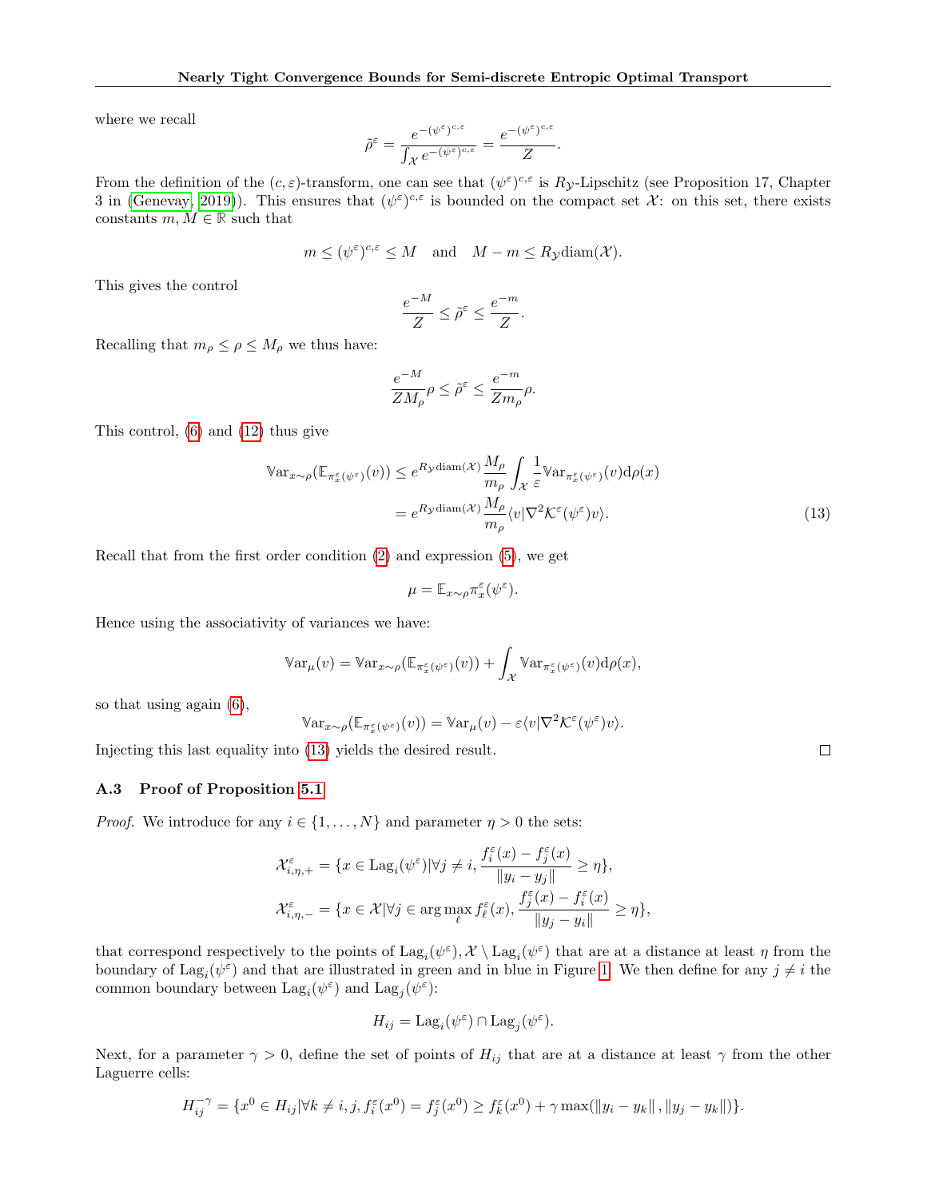where we recall

$$\tilde{\rho}^\varepsilon = \frac{e^{-(\psi^\varepsilon)^{c,\varepsilon}}}{\int_{\mathcal{X}} e^{-(\psi^\varepsilon)^{c,\varepsilon}}} = \frac{e^{-(\psi^\varepsilon)^{c,\varepsilon}}}{Z}.$$

From the definition of the $(c, \varepsilon)$-transform, one can see that $(\psi^\varepsilon)^{c,\varepsilon}$ is $R_{\mathcal{Y}}$-Lipschitz (see Proposition 17, Chapter 3 in (Genevay, 2019)). This ensures that $(\psi^\varepsilon)^{c,\varepsilon}$ is bounded on the compact set $\mathcal{X}$: on this set, there exists constants $m, M \in \mathbb{R}$ such that

$$m \leq (\psi^\varepsilon)^{c,\varepsilon} \leq M \quad \text{and} \quad M - m \leq R_{\mathcal{Y}} \text{diam}(\mathcal{X}).$$

This gives the control

$$\frac{e^{-M}}{Z} \leq \tilde{\rho}^\varepsilon \leq \frac{e^{-m}}{Z}.$$

Recalling that $m_\rho \leq \rho \leq M_\rho$ we thus have:

$$\frac{e^{-M}}{Z M_\rho} \rho \leq \tilde{\rho}^\varepsilon \leq \frac{e^{-m}}{Z m_\rho} \rho.$$

This control, (6) and (12) thus give

$$\begin{aligned}
\mathbb{V}\text{ar}_{x\sim\rho}(\mathbb{E}_{\pi^\varepsilon_x(\psi^\varepsilon)}(v)) &\leq e^{R_{\mathcal{Y}}\text{diam}(\mathcal{X})} \frac{M_\rho}{m_\rho} \int_{\mathcal{X}} \frac{1}{\varepsilon} \mathbb{V}\text{ar}_{\pi^\varepsilon_x(\psi^\varepsilon)}(v) \text{d}\rho(x) \\
&= e^{R_{\mathcal{Y}}\text{diam}(\mathcal{X})} \frac{M_\rho}{m_\rho} \langle v | \nabla^2 \mathcal{K}^\varepsilon(\psi^\varepsilon) v \rangle.
\end{aligned} \tag{13}$$

Recall that from the first order condition (2) and expression (5), we get

$$\mu = \mathbb{E}_{x\sim\rho} \pi^\varepsilon_x(\psi^\varepsilon).$$

Hence using the associativity of variances we have:

$$\mathbb{V}\text{ar}_\mu(v) = \mathbb{V}\text{ar}_{x\sim\rho}(\mathbb{E}_{\pi^\varepsilon_x(\psi^\varepsilon)}(v)) + \int_{\mathcal{X}} \mathbb{V}\text{ar}_{\pi^\varepsilon_x(\psi^\varepsilon)}(v) \text{d}\rho(x),$$

so that using again (6),

$$\mathbb{V}\text{ar}_{x\sim\rho}(\mathbb{E}_{\pi^\varepsilon_x(\psi^\varepsilon)}(v)) = \mathbb{V}\text{ar}_\mu(v) - \varepsilon \langle v | \nabla^2 \mathcal{K}^\varepsilon(\psi^\varepsilon) v \rangle.$$

Injecting this last equality into (13) yields the desired result. ∎

### A.3 Proof of Proposition 5.1

*Proof.* We introduce for any $i \in \{1, \ldots, N\}$ and parameter $\eta > 0$ the sets:

$$\mathcal{X}^\varepsilon_{i,\eta,+} = \{x \in \text{Lag}_i(\psi^\varepsilon) | \forall j \neq i, \frac{f^\varepsilon_i(x) - f^\varepsilon_j(x)}{\|y_i - y_j\|} \geq \eta\},$$

$$\mathcal{X}^\varepsilon_{i,\eta,-} = \{x \in \mathcal{X} | \forall j \in \arg\max_\ell f^\varepsilon_\ell(x), \frac{f^\varepsilon_j(x) - f^\varepsilon_i(x)}{\|y_j - y_i\|} \geq \eta\},$$

that correspond respectively to the points of $\text{Lag}_i(\psi^\varepsilon), \mathcal{X} \setminus \text{Lag}_i(\psi^\varepsilon)$ that are at a distance at least $\eta$ from the boundary of $\text{Lag}_i(\psi^\varepsilon)$ and that are illustrated in green and in blue in Figure 1. We then define for any $j \neq i$ the common boundary between $\text{Lag}_i(\psi^\varepsilon)$ and $\text{Lag}_j(\psi^\varepsilon)$:

$$H_{ij} = \text{Lag}_i(\psi^\varepsilon) \cap \text{Lag}_j(\psi^\varepsilon).$$

Next, for a parameter $\gamma > 0$, define the set of points of $H_{ij}$ that are at a distance at least $\gamma$ from the other Laguerre cells:

$$H^{-\gamma}_{ij} = \{x^0 \in H_{ij} | \forall k \neq i, j, f^\varepsilon_i(x^0) = f^\varepsilon_j(x^0) \geq f^\varepsilon_k(x^0) + \gamma \max(\|y_i - y_k\|, \|y_j - y_k\|)\}.$$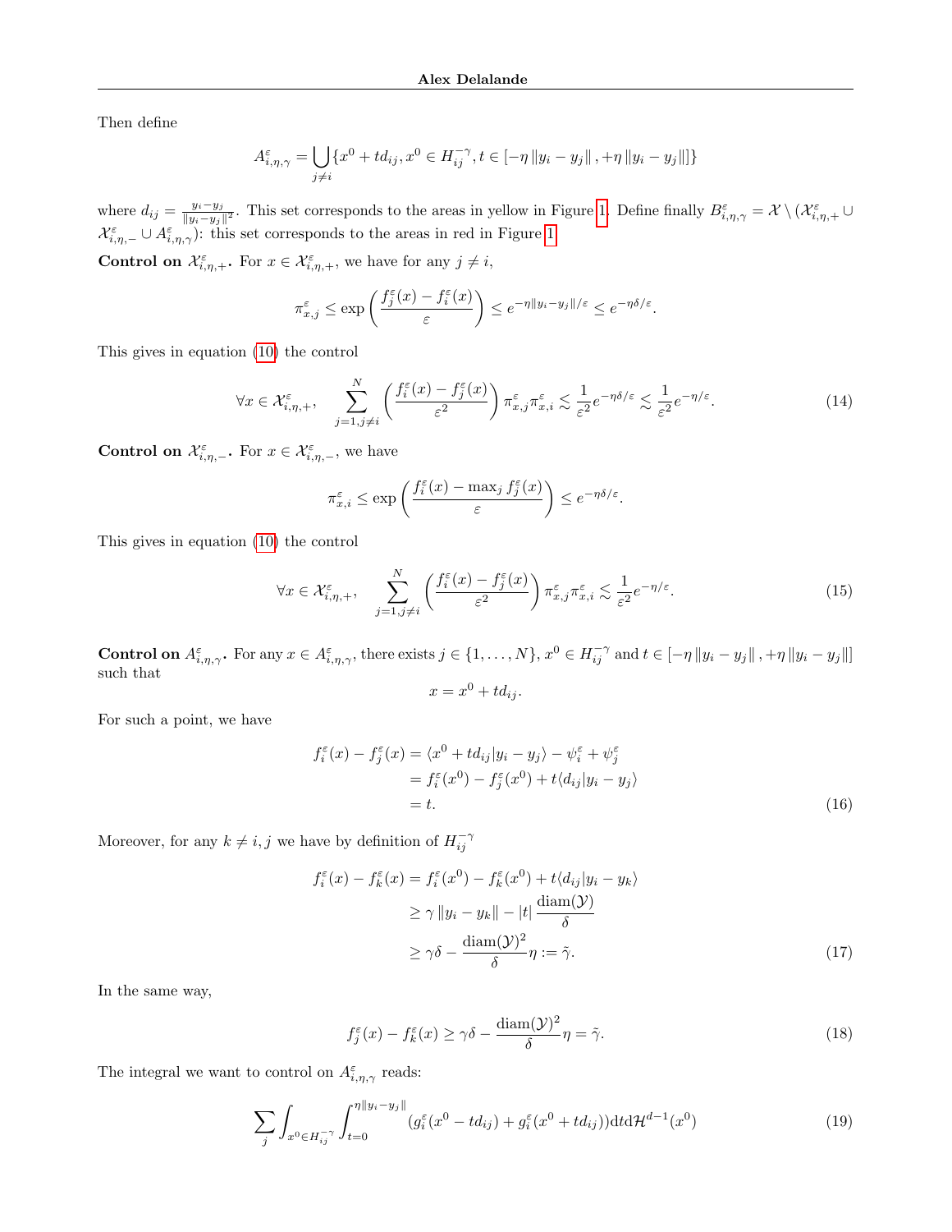Then define

$$A^{\varepsilon}_{i,\eta,\gamma} = \bigcup_{j\neq i} \{x^0 + td_{ij}, x^0 \in H_{ij}^{-\gamma}, t \in [-\eta \|y_i - y_j\|, +\eta \|y_i - y_j\|]\}$$

where $d_{ij} = \frac{y_i - y_j}{\|y_i - y_j\|^2}$. This set corresponds to the areas in yellow in Figure 1. Define finally $B^{\varepsilon}_{i,\eta,\gamma} = \mathcal{X} \setminus (\mathcal{X}^{\varepsilon}_{i,\eta,+} \cup \mathcal{X}^{\varepsilon}_{i,\eta,-} \cup A^{\varepsilon}_{i,\eta,\gamma})$: this set corresponds to the areas in red in Figure 1.

**Control on $\mathcal{X}^{\varepsilon}_{i,\eta,+}$.** For $x \in \mathcal{X}^{\varepsilon}_{i,\eta,+}$, we have for any $j \neq i$,

$$\pi^{\varepsilon}_{x,j} \leq \exp\left(\frac{f^{\varepsilon}_j(x) - f^{\varepsilon}_i(x)}{\varepsilon}\right) \leq e^{-\eta\|y_i - y_j\|/\varepsilon} \leq e^{-\eta\delta/\varepsilon}.$$

This gives in equation (10) the control

$$\forall x \in \mathcal{X}^{\varepsilon}_{i,\eta,+}, \quad \sum_{j=1,j\neq i}^{N} \left(\frac{f^{\varepsilon}_i(x) - f^{\varepsilon}_j(x)}{\varepsilon^2}\right) \pi^{\varepsilon}_{x,j}\pi^{\varepsilon}_{x,i} \lesssim \frac{1}{\varepsilon^2} e^{-\eta\delta/\varepsilon} \lesssim \frac{1}{\varepsilon^2} e^{-\eta/\varepsilon}. \tag{14}$$

**Control on $\mathcal{X}^{\varepsilon}_{i,\eta,-}$.** For $x \in \mathcal{X}^{\varepsilon}_{i,\eta,-}$, we have

$$\pi^{\varepsilon}_{x,i} \leq \exp\left(\frac{f^{\varepsilon}_i(x) - \max_j f^{\varepsilon}_j(x)}{\varepsilon}\right) \leq e^{-\eta\delta/\varepsilon}.$$

This gives in equation (10) the control

$$\forall x \in \mathcal{X}^{\varepsilon}_{i,\eta,+}, \quad \sum_{j=1,j\neq i}^{N} \left(\frac{f^{\varepsilon}_i(x) - f^{\varepsilon}_j(x)}{\varepsilon^2}\right) \pi^{\varepsilon}_{x,j}\pi^{\varepsilon}_{x,i} \lesssim \frac{1}{\varepsilon^2} e^{-\eta/\varepsilon}. \tag{15}$$

**Control on $A^{\varepsilon}_{i,\eta,\gamma}$.** For any $x \in A^{\varepsilon}_{i,\eta,\gamma}$, there exists $j \in \{1, \ldots, N\}$, $x^0 \in H_{ij}^{-\gamma}$ and $t \in [-\eta \|y_i - y_j\|, +\eta \|y_i - y_j\|]$ such that

$$x = x^0 + td_{ij}.$$

For such a point, we have

$$\begin{aligned} f^{\varepsilon}_i(x) - f^{\varepsilon}_j(x) &= \langle x^0 + td_{ij} | y_i - y_j \rangle - \psi^{\varepsilon}_i + \psi^{\varepsilon}_j \\ &= f^{\varepsilon}_i(x^0) - f^{\varepsilon}_j(x^0) + t\langle d_{ij} | y_i - y_j \rangle \\ &= t. \end{aligned} \tag{16}$$

Moreover, for any $k \neq i, j$ we have by definition of $H_{ij}^{-\gamma}$

$$\begin{aligned} f^{\varepsilon}_i(x) - f^{\varepsilon}_k(x) &= f^{\varepsilon}_i(x^0) - f^{\varepsilon}_k(x^0) + t\langle d_{ij} | y_i - y_k \rangle \\ &\geq \gamma \|y_i - y_k\| - |t| \frac{\mathrm{diam}(\mathcal{Y})}{\delta} \\ &\geq \gamma\delta - \frac{\mathrm{diam}(\mathcal{Y})^2}{\delta}\eta := \tilde{\gamma}. \end{aligned} \tag{17}$$

In the same way,

$$f^{\varepsilon}_j(x) - f^{\varepsilon}_k(x) \geq \gamma\delta - \frac{\mathrm{diam}(\mathcal{Y})^2}{\delta}\eta = \tilde{\gamma}. \tag{18}$$

The integral we want to control on $A^{\varepsilon}_{i,\eta,\gamma}$ reads:

$$\sum_j \int_{x^0 \in H_{ij}^{-\gamma}} \int_{t=0}^{\eta\|y_i - y_j\|} (g^{\varepsilon}_i(x^0 - td_{ij}) + g^{\varepsilon}_i(x^0 + td_{ij})) \mathrm{d}t \mathrm{d}\mathcal{H}^{d-1}(x^0) \tag{19}$$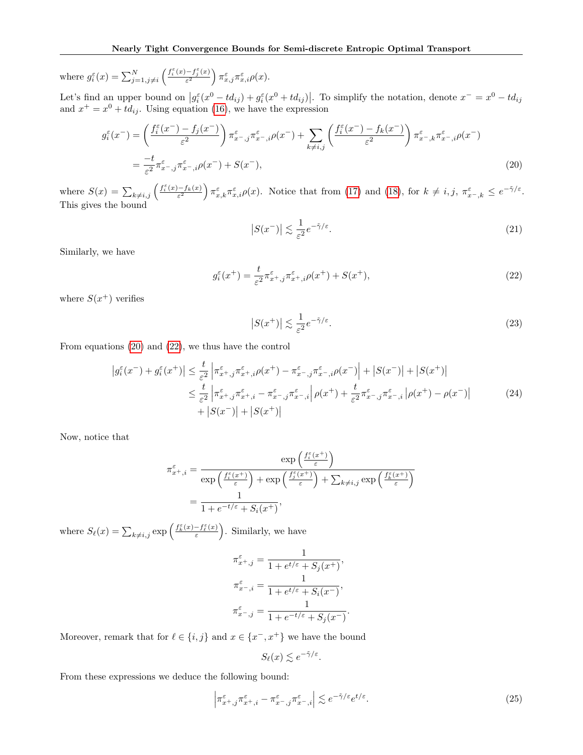where $g_i^\varepsilon(x) = \sum_{j=1, j\neq i}^N \left(\frac{f_i^\varepsilon(x) - f_j^\varepsilon(x)}{\varepsilon^2}\right) \pi^\varepsilon_{x,j}\pi^\varepsilon_{x,i}\rho(x)$.

Let's find an upper bound on $\left|g_i^\varepsilon(x^0 - td_{ij}) + g_i^\varepsilon(x^0 + td_{ij})\right|$. To simplify the notation, denote $x^- = x^0 - td_{ij}$ and $x^+ = x^0 + td_{ij}$. Using equation (16), we have the expression

$$
\begin{aligned}
g_i^\varepsilon(x^-) &= \left(\frac{f_i^\varepsilon(x^-) - f_j(x^-)}{\varepsilon^2}\right) \pi^\varepsilon_{x^-,j}\pi^\varepsilon_{x^-,i}\rho(x^-) + \sum_{k\neq i,j} \left(\frac{f_i^\varepsilon(x^-) - f_k(x^-)}{\varepsilon^2}\right) \pi^\varepsilon_{x^-,k}\pi^\varepsilon_{x^-,i}\rho(x^-) \\
&= \frac{-t}{\varepsilon^2}\pi^\varepsilon_{x^-,j}\pi^\varepsilon_{x^-,i}\rho(x^-) + S(x^-),
\end{aligned} \tag{20}
$$

where $S(x) = \sum_{k\neq i,j}\left(\frac{f_i^\varepsilon(x) - f_k(x)}{\varepsilon^2}\right)\pi^\varepsilon_{x,k}\pi^\varepsilon_{x,i}\rho(x)$. Notice that from (17) and (18), for $k \neq i, j$, $\pi^\varepsilon_{x^-,k} \leq e^{-\tilde{\gamma}/\varepsilon}$. This gives the bound

$$
\left|S(x^-)\right| \lesssim \frac{1}{\varepsilon^2}e^{-\tilde{\gamma}/\varepsilon}. \tag{21}
$$

Similarly, we have

$$
g_i^\varepsilon(x^+) = \frac{t}{\varepsilon^2}\pi^\varepsilon_{x^+,j}\pi^\varepsilon_{x^+,i}\rho(x^+) + S(x^+), \tag{22}
$$

where $S(x^+)$ verifies

$$
\left|S(x^+)\right| \lesssim \frac{1}{\varepsilon^2}e^{-\tilde{\gamma}/\varepsilon}. \tag{23}
$$

From equations (20) and (22), we thus have the control

$$
\begin{aligned}
\left|g_i^\varepsilon(x^-) + g_i^\varepsilon(x^+)\right| &\leq \frac{t}{\varepsilon^2}\left|\pi^\varepsilon_{x^+,j}\pi^\varepsilon_{x^+,i}\rho(x^+) - \pi^\varepsilon_{x^-,j}\pi^\varepsilon_{x^-,i}\rho(x^-)\right| + \left|S(x^-)\right| + \left|S(x^+)\right| \\
&\leq \frac{t}{\varepsilon^2}\left|\pi^\varepsilon_{x^+,j}\pi^\varepsilon_{x^+,i} - \pi^\varepsilon_{x^-,j}\pi^\varepsilon_{x^-,i}\right|\rho(x^+) + \frac{t}{\varepsilon^2}\pi^\varepsilon_{x^-,j}\pi^\varepsilon_{x^-,i}\left|\rho(x^+) - \rho(x^-)\right| \\
&\quad + \left|S(x^-)\right| + \left|S(x^+)\right|
\end{aligned} \tag{24}
$$

Now, notice that

$$
\begin{aligned}
\pi^\varepsilon_{x^+,i} &= \frac{\exp\left(\frac{f_i^\varepsilon(x^+)}{\varepsilon}\right)}{\exp\left(\frac{f_i^\varepsilon(x^+)}{\varepsilon}\right) + \exp\left(\frac{f_j^\varepsilon(x^+)}{\varepsilon}\right) + \sum_{k\neq i,j}\exp\left(\frac{f_k^\varepsilon(x^+)}{\varepsilon}\right)} \\
&= \frac{1}{1 + e^{-t/\varepsilon} + S_i(x^+)},
\end{aligned}
$$

where $S_\ell(x) = \sum_{k\neq i,j}\exp\left(\frac{f_k^\varepsilon(x) - f_\ell^\varepsilon(x)}{\varepsilon}\right)$. Similarly, we have

$$
\begin{aligned}
\pi^\varepsilon_{x^+,j} &= \frac{1}{1 + e^{t/\varepsilon} + S_j(x^+)}, \\
\pi^\varepsilon_{x^-,i} &= \frac{1}{1 + e^{t/\varepsilon} + S_i(x^-)}, \\
\pi^\varepsilon_{x^-,j} &= \frac{1}{1 + e^{-t/\varepsilon} + S_j(x^-)}.
\end{aligned}
$$

Moreover, remark that for $\ell \in \{i, j\}$ and $x \in \{x^-, x^+\}$ we have the bound

$$
S_\ell(x) \lesssim e^{-\tilde{\gamma}/\varepsilon}.
$$

From these expressions we deduce the following bound:

$$
\left|\pi^\varepsilon_{x^+,j}\pi^\varepsilon_{x^+,i} - \pi^\varepsilon_{x^-,j}\pi^\varepsilon_{x^-,i}\right| \lesssim e^{-\tilde{\gamma}/\varepsilon}e^{t/\varepsilon}. \tag{25}
$$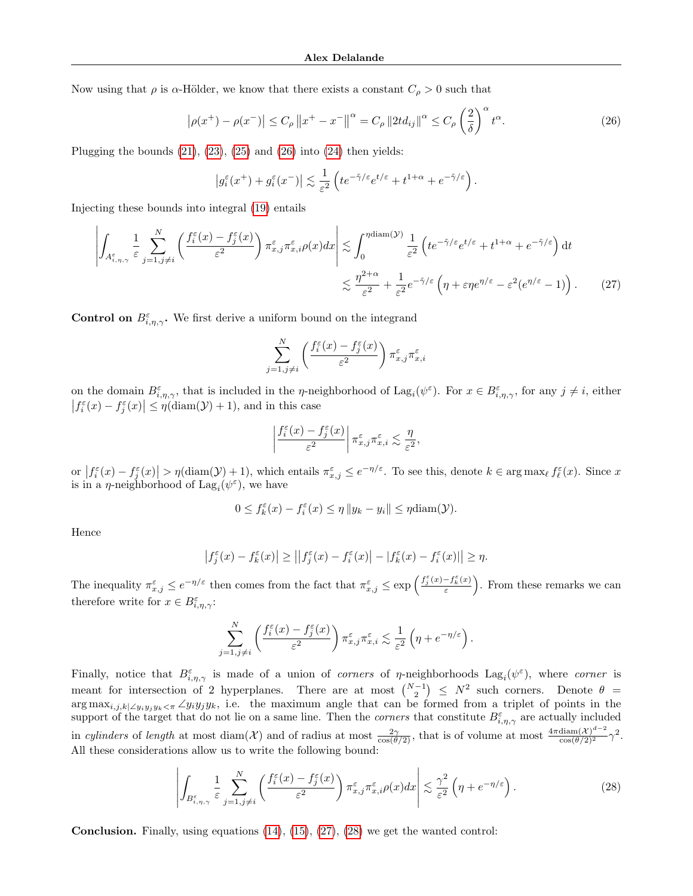Now using that $\rho$ is $\alpha$-Hölder, we know that there exists a constant $C_\rho > 0$ such that

$$\left|\rho(x^+) - \rho(x^-)\right| \leq C_\rho \left\|x^+ - x^-\right\|^\alpha = C_\rho \left\|2td_{ij}\right\|^\alpha \leq C_\rho \left(\frac{2}{\delta}\right)^\alpha t^\alpha. \tag{26}$$

Plugging the bounds (21), (23), (25) and (26) into (24) then yields:

$$\left|g_i^\varepsilon(x^+) + g_i^\varepsilon(x^-)\right| \lesssim \frac{1}{\varepsilon^2}\left(te^{-\tilde{\gamma}/\varepsilon}e^{t/\varepsilon} + t^{1+\alpha} + e^{-\tilde{\gamma}/\varepsilon}\right).$$

Injecting these bounds into integral (19) entails

$$\begin{aligned}\left|\int_{A^\varepsilon_{i,\eta,\gamma}} \frac{1}{\varepsilon}\sum_{j=1,j\neq i}^N \left(\frac{f_i^\varepsilon(x) - f_j^\varepsilon(x)}{\varepsilon^2}\right)\pi^\varepsilon_{x,j}\pi^\varepsilon_{x,i}\rho(x)dx\right| &\lesssim \int_0^{\eta\mathrm{diam}(\mathcal{Y})} \frac{1}{\varepsilon^2}\left(te^{-\tilde{\gamma}/\varepsilon}e^{t/\varepsilon} + t^{1+\alpha} + e^{-\tilde{\gamma}/\varepsilon}\right)\mathrm{d}t \\ &\lesssim \frac{\eta^{2+\alpha}}{\varepsilon^2} + \frac{1}{\varepsilon^2}e^{-\tilde{\gamma}/\varepsilon}\left(\eta + \varepsilon\eta e^{\eta/\varepsilon} - \varepsilon^2(e^{\eta/\varepsilon} - 1)\right). \end{aligned} \tag{27}$$

**Control on $B^\varepsilon_{i,\eta,\gamma}$.** We first derive a uniform bound on the integrand

$$\sum_{j=1,j\neq i}^N \left(\frac{f_i^\varepsilon(x) - f_j^\varepsilon(x)}{\varepsilon^2}\right)\pi^\varepsilon_{x,j}\pi^\varepsilon_{x,i}$$

on the domain $B^\varepsilon_{i,\eta,\gamma}$, that is included in the $\eta$-neighborhood of $\mathrm{Lag}_i(\psi^\varepsilon)$. For $x \in B^\varepsilon_{i,\eta,\gamma}$, for any $j \neq i$, either $\left|f_i^\varepsilon(x) - f_j^\varepsilon(x)\right| \leq \eta(\mathrm{diam}(\mathcal{Y}) + 1)$, and in this case

$$\left|\frac{f_i^\varepsilon(x) - f_j^\varepsilon(x)}{\varepsilon^2}\right|\pi^\varepsilon_{x,j}\pi^\varepsilon_{x,i} \lesssim \frac{\eta}{\varepsilon^2},$$

or $\left|f_i^\varepsilon(x) - f_j^\varepsilon(x)\right| > \eta(\mathrm{diam}(\mathcal{Y}) + 1)$, which entails $\pi^\varepsilon_{x,j} \leq e^{-\eta/\varepsilon}$. To see this, denote $k \in \arg\max_\ell f_\ell^\varepsilon(x)$. Since $x$ is in a $\eta$-neighborhood of $\mathrm{Lag}_i(\psi^\varepsilon)$, we have

$$0 \leq f_k^\varepsilon(x) - f_i^\varepsilon(x) \leq \eta\left\|y_k - y_i\right\| \leq \eta\mathrm{diam}(\mathcal{Y}).$$

Hence

$$\left|f_j^\varepsilon(x) - f_k^\varepsilon(x)\right| \geq \left|\left|f_j^\varepsilon(x) - f_i^\varepsilon(x)\right| - \left|f_k^\varepsilon(x) - f_i^\varepsilon(x)\right|\right| \geq \eta.$$

The inequality $\pi^\varepsilon_{x,j} \leq e^{-\eta/\varepsilon}$ then comes from the fact that $\pi^\varepsilon_{x,j} \leq \exp\left(\frac{f_j^\varepsilon(x) - f_k^\varepsilon(x)}{\varepsilon}\right)$. From these remarks we can therefore write for $x \in B^\varepsilon_{i,\eta,\gamma}$:

$$\sum_{j=1,j\neq i}^N \left(\frac{f_i^\varepsilon(x) - f_j^\varepsilon(x)}{\varepsilon^2}\right)\pi^\varepsilon_{x,j}\pi^\varepsilon_{x,i} \lesssim \frac{1}{\varepsilon^2}\left(\eta + e^{-\eta/\varepsilon}\right).$$

Finally, notice that $B^\varepsilon_{i,\eta,\gamma}$ is made of a union of *corners* of $\eta$-neighborhoods $\mathrm{Lag}_i(\psi^\varepsilon)$, where *corner* is meant for intersection of 2 hyperplanes. There are at most $\binom{N-1}{2} \leq N^2$ such corners. Denote $\theta = \arg\max_{i,j,k|\angle y_iy_jy_k<\pi} \angle y_iy_jy_k$, i.e. the maximum angle that can be formed from a triplet of points in the support of the target that do not lie on a same line. Then the *corners* that constitute $B^\varepsilon_{i,\eta,\gamma}$ are actually included in *cylinders* of *length* at most $\mathrm{diam}(\mathcal{X})$ and of radius at most $\frac{2\gamma}{\cos(\theta/2)}$, that is of volume at most $\frac{4\pi\mathrm{diam}(\mathcal{X})^{d-2}}{\cos(\theta/2)^2}\gamma^2$. All these considerations allow us to write the following bound:

$$\left|\int_{B^\varepsilon_{i,\eta,\gamma}} \frac{1}{\varepsilon}\sum_{j=1,j\neq i}^N \left(\frac{f_i^\varepsilon(x) - f_j^\varepsilon(x)}{\varepsilon^2}\right)\pi^\varepsilon_{x,j}\pi^\varepsilon_{x,i}\rho(x)dx\right| \lesssim \frac{\gamma^2}{\varepsilon^2}\left(\eta + e^{-\eta/\varepsilon}\right). \tag{28}$$

**Conclusion.** Finally, using equations (14), (15), (27), (28) we get the wanted control: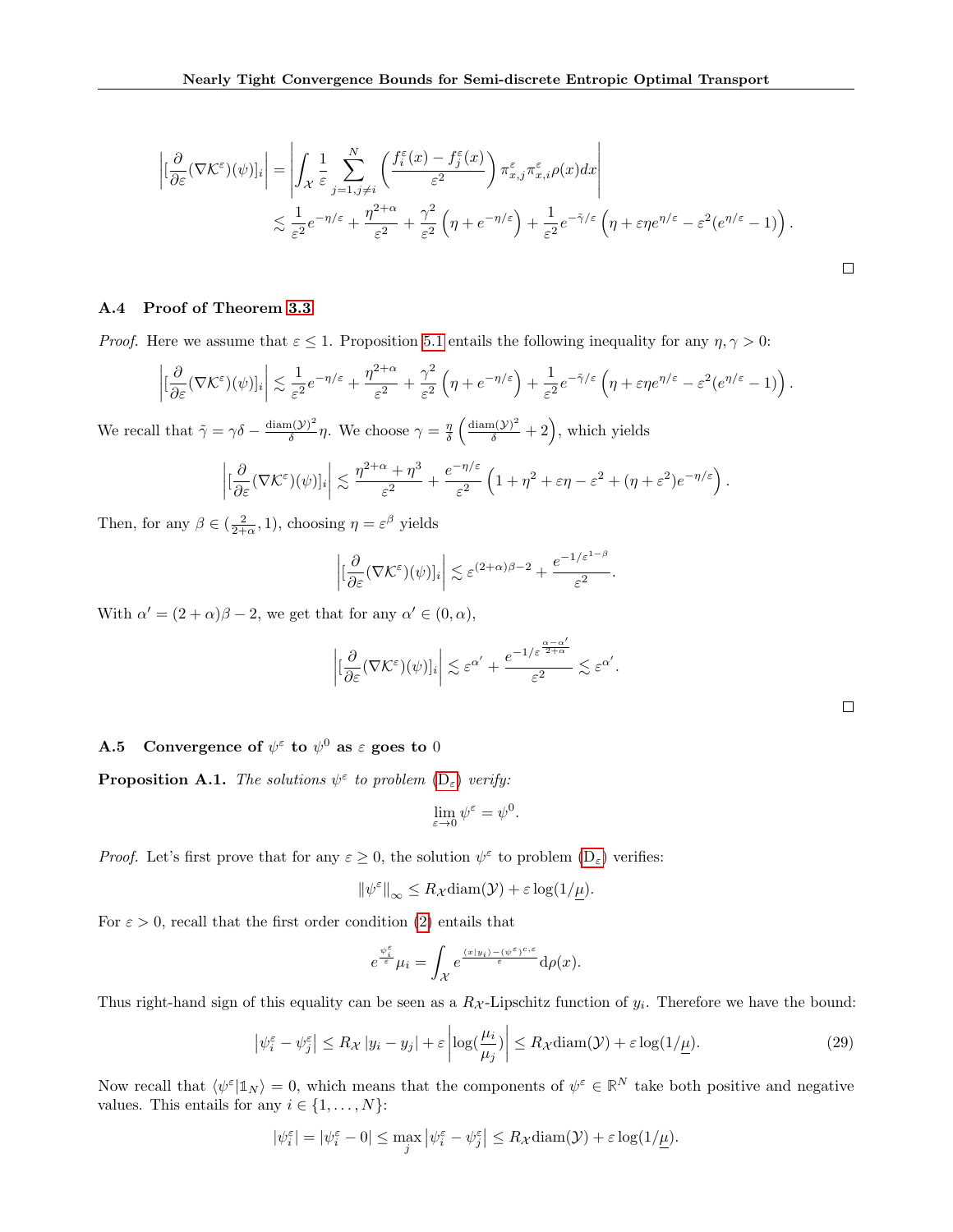$$\left|[\frac{\partial}{\partial\varepsilon}(\nabla\mathcal{K}^\varepsilon)(\psi)]_i\right| = \left|\int_{\mathcal{X}} \frac{1}{\varepsilon}\sum_{j=1,j\neq i}^{N}\left(\frac{f_i^\varepsilon(x)-f_j^\varepsilon(x)}{\varepsilon^2}\right)\pi_{x,j}^\varepsilon\pi_{x,i}^\varepsilon\rho(x)dx\right|$$
$$\lesssim \frac{1}{\varepsilon^2}e^{-\eta/\varepsilon} + \frac{\eta^{2+\alpha}}{\varepsilon^2} + \frac{\gamma^2}{\varepsilon^2}\left(\eta + e^{-\eta/\varepsilon}\right) + \frac{1}{\varepsilon^2}e^{-\tilde{\gamma}/\varepsilon}\left(\eta + \varepsilon\eta e^{\eta/\varepsilon} - \varepsilon^2(e^{\eta/\varepsilon}-1)\right).$$

□

### A.4 Proof of Theorem 3.3

*Proof.* Here we assume that $\varepsilon \leq 1$. Proposition 5.1 entails the following inequality for any $\eta, \gamma > 0$:

$$\left|[\frac{\partial}{\partial\varepsilon}(\nabla\mathcal{K}^\varepsilon)(\psi)]_i\right| \lesssim \frac{1}{\varepsilon^2}e^{-\eta/\varepsilon} + \frac{\eta^{2+\alpha}}{\varepsilon^2} + \frac{\gamma^2}{\varepsilon^2}\left(\eta + e^{-\eta/\varepsilon}\right) + \frac{1}{\varepsilon^2}e^{-\tilde{\gamma}/\varepsilon}\left(\eta + \varepsilon\eta e^{\eta/\varepsilon} - \varepsilon^2(e^{\eta/\varepsilon}-1)\right).$$

We recall that $\tilde{\gamma} = \gamma\delta - \frac{\mathrm{diam}(\mathcal{Y})^2}{\delta}\eta$. We choose $\gamma = \frac{\eta}{\delta}\left(\frac{\mathrm{diam}(\mathcal{Y})^2}{\delta}+2\right)$, which yields

$$\left|[\frac{\partial}{\partial\varepsilon}(\nabla\mathcal{K}^\varepsilon)(\psi)]_i\right| \lesssim \frac{\eta^{2+\alpha}+\eta^3}{\varepsilon^2} + \frac{e^{-\eta/\varepsilon}}{\varepsilon^2}\left(1+\eta^2+\varepsilon\eta-\varepsilon^2+(\eta+\varepsilon^2)e^{-\eta/\varepsilon}\right).$$

Then, for any $\beta \in (\frac{2}{2+\alpha}, 1)$, choosing $\eta = \varepsilon^\beta$ yields

$$\left|[\frac{\partial}{\partial\varepsilon}(\nabla\mathcal{K}^\varepsilon)(\psi)]_i\right| \lesssim \varepsilon^{(2+\alpha)\beta-2} + \frac{e^{-1/\varepsilon^{1-\beta}}}{\varepsilon^2}.$$

With $\alpha' = (2+\alpha)\beta - 2$, we get that for any $\alpha' \in (0, \alpha)$,

$$\left|[\frac{\partial}{\partial\varepsilon}(\nabla\mathcal{K}^\varepsilon)(\psi)]_i\right| \lesssim \varepsilon^{\alpha'} + \frac{e^{-1/\varepsilon^{\frac{\alpha-\alpha'}{2+\alpha}}}}{\varepsilon^2} \lesssim \varepsilon^{\alpha'}.$$

□

### A.5 Convergence of $\psi^\varepsilon$ to $\psi^0$ as $\varepsilon$ goes to 0

**Proposition A.1.** *The solutions $\psi^\varepsilon$ to problem* ($\mathrm{D}_\varepsilon$) *verify:*

$$\lim_{\varepsilon\to 0}\psi^\varepsilon = \psi^0.$$

*Proof.* Let's first prove that for any $\varepsilon \geq 0$, the solution $\psi^\varepsilon$ to problem ($\mathrm{D}_\varepsilon$) verifies:

$$\|\psi^\varepsilon\|_\infty \leq R_{\mathcal{X}}\mathrm{diam}(\mathcal{Y}) + \varepsilon\log(1/\underline{\mu}).$$

For $\varepsilon > 0$, recall that the first order condition (2) entails that

$$e^{\frac{\psi_i^\varepsilon}{\varepsilon}}\mu_i = \int_{\mathcal{X}} e^{\frac{\langle x|y_i\rangle - (\psi^\varepsilon)^{c,\varepsilon}}{\varepsilon}}\mathrm{d}\rho(x).$$

Thus right-hand sign of this equality can be seen as a $R_{\mathcal{X}}$-Lipschitz function of $y_i$. Therefore we have the bound:

$$\left|\psi_i^\varepsilon - \psi_j^\varepsilon\right| \leq R_{\mathcal{X}}\left|y_i - y_j\right| + \varepsilon\left|\log(\frac{\mu_i}{\mu_j})\right| \leq R_{\mathcal{X}}\mathrm{diam}(\mathcal{Y}) + \varepsilon\log(1/\underline{\mu}). \tag{29}$$

Now recall that $\langle\psi^\varepsilon|\mathbb{1}_N\rangle = 0$, which means that the components of $\psi^\varepsilon \in \mathbb{R}^N$ take both positive and negative values. This entails for any $i \in \{1, \ldots, N\}$:

$$|\psi_i^\varepsilon| = |\psi_i^\varepsilon - 0| \leq \max_j\left|\psi_i^\varepsilon - \psi_j^\varepsilon\right| \leq R_{\mathcal{X}}\mathrm{diam}(\mathcal{Y}) + \varepsilon\log(1/\underline{\mu}).$$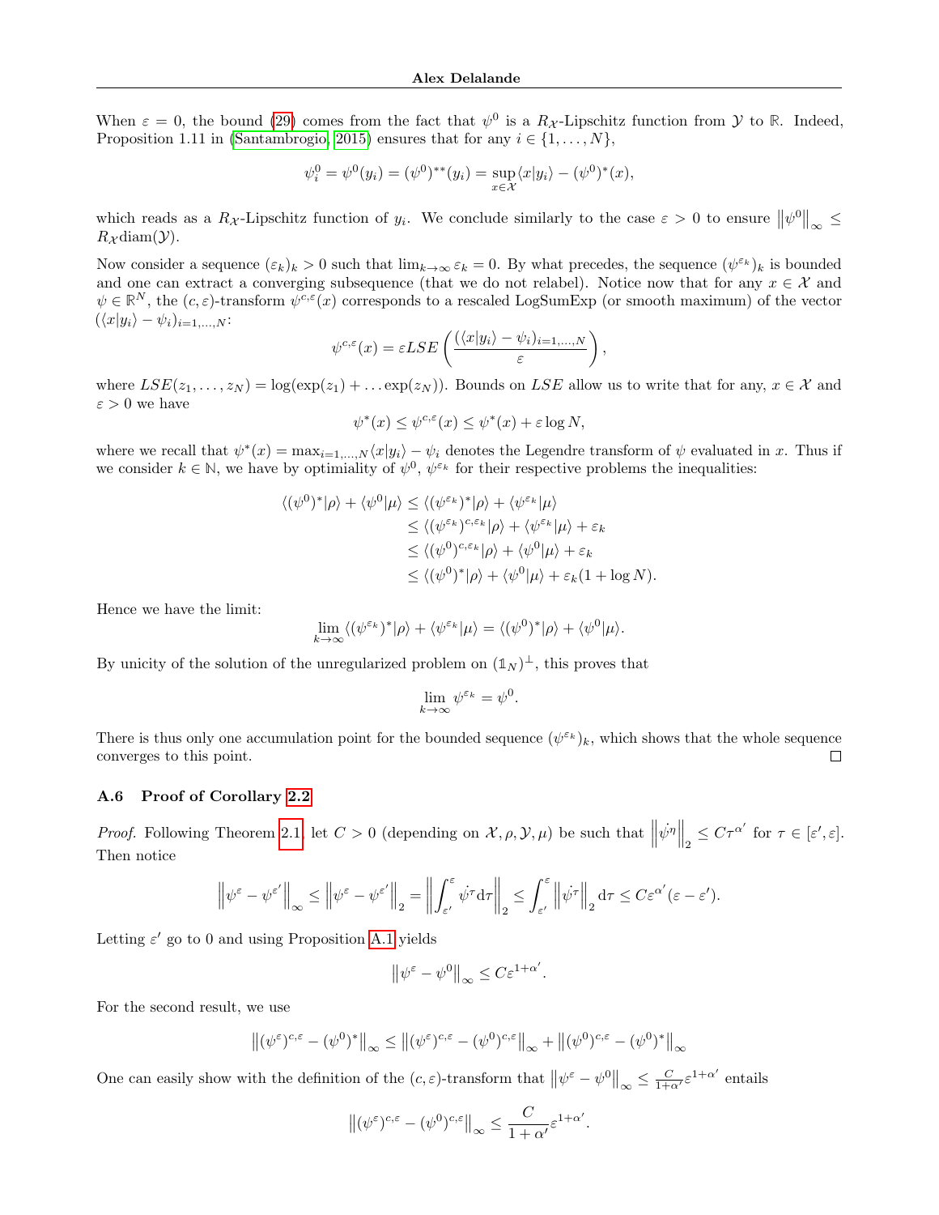When $\varepsilon = 0$, the bound (29) comes from the fact that $\psi^0$ is a $R_{\mathcal{X}}$-Lipschitz function from $\mathcal{Y}$ to $\mathbb{R}$. Indeed, Proposition 1.11 in (Santambrogio, 2015) ensures that for any $i \in \{1, \ldots, N\}$,

$$\psi_i^0 = \psi^0(y_i) = (\psi^0)^{**}(y_i) = \sup_{x \in \mathcal{X}} \langle x | y_i \rangle - (\psi^0)^*(x),$$

which reads as a $R_{\mathcal{X}}$-Lipschitz function of $y_i$. We conclude similarly to the case $\varepsilon > 0$ to ensure $\left\| \psi^0 \right\|_\infty \leq R_{\mathcal{X}} \mathrm{diam}(\mathcal{Y})$.

Now consider a sequence $(\varepsilon_k)_k > 0$ such that $\lim_{k \to \infty} \varepsilon_k = 0$. By what precedes, the sequence $(\psi^{\varepsilon_k})_k$ is bounded and one can extract a converging subsequence (that we do not relabel). Notice now that for any $x \in \mathcal{X}$ and $\psi \in \mathbb{R}^N$, the $(c, \varepsilon)$-transform $\psi^{c,\varepsilon}(x)$ corresponds to a rescaled LogSumExp (or smooth maximum) of the vector $(\langle x | y_i \rangle - \psi_i)_{i=1,\ldots,N}$:

$$\psi^{c,\varepsilon}(x) = \varepsilon LSE \left( \frac{(\langle x | y_i \rangle - \psi_i)_{i=1,\ldots,N}}{\varepsilon} \right),$$

where $LSE(z_1, \ldots, z_N) = \log(\exp(z_1) + \ldots \exp(z_N))$. Bounds on $LSE$ allow us to write that for any, $x \in \mathcal{X}$ and $\varepsilon > 0$ we have

$$\psi^*(x) \leq \psi^{c,\varepsilon}(x) \leq \psi^*(x) + \varepsilon \log N,$$

where we recall that $\psi^*(x) = \max_{i=1,\ldots,N} \langle x | y_i \rangle - \psi_i$ denotes the Legendre transform of $\psi$ evaluated in $x$. Thus if we consider $k \in \mathbb{N}$, we have by optimiality of $\psi^0$, $\psi^{\varepsilon_k}$ for their respective problems the inequalities:

$$\begin{aligned}
\langle (\psi^0)^* | \rho \rangle + \langle \psi^0 | \mu \rangle &\leq \langle (\psi^{\varepsilon_k})^* | \rho \rangle + \langle \psi^{\varepsilon_k} | \mu \rangle \\
&\leq \langle (\psi^{\varepsilon_k})^{c,\varepsilon_k} | \rho \rangle + \langle \psi^{\varepsilon_k} | \mu \rangle + \varepsilon_k \\
&\leq \langle (\psi^0)^{c,\varepsilon_k} | \rho \rangle + \langle \psi^0 | \mu \rangle + \varepsilon_k \\
&\leq \langle (\psi^0)^* | \rho \rangle + \langle \psi^0 | \mu \rangle + \varepsilon_k (1 + \log N).
\end{aligned}$$

Hence we have the limit:

$$\lim_{k \to \infty} \langle (\psi^{\varepsilon_k})^* | \rho \rangle + \langle \psi^{\varepsilon_k} | \mu \rangle = \langle (\psi^0)^* | \rho \rangle + \langle \psi^0 | \mu \rangle.$$

By unicity of the solution of the unregularized problem on $(\mathbb{1}_N)^\perp$, this proves that

$$\lim_{k \to \infty} \psi^{\varepsilon_k} = \psi^0.$$

There is thus only one accumulation point for the bounded sequence $(\psi^{\varepsilon_k})_k$, which shows that the whole sequence converges to this point. ∎

### A.6 Proof of Corollary 2.2

*Proof.* Following Theorem 2.1, let $C > 0$ (depending on $\mathcal{X}, \rho, \mathcal{Y}, \mu$) be such that $\left\| \dot{\psi}^\eta \right\|_2 \leq C \tau^{\alpha'}$ for $\tau \in [\varepsilon', \varepsilon]$. Then notice

$$\left\| \psi^\varepsilon - \psi^{\varepsilon'} \right\|_\infty \leq \left\| \psi^\varepsilon - \psi^{\varepsilon'} \right\|_2 = \left\| \int_{\varepsilon'}^{\varepsilon} \dot{\psi^\tau} \mathrm{d}\tau \right\|_2 \leq \int_{\varepsilon'}^{\varepsilon} \left\| \dot{\psi^\tau} \right\|_2 \mathrm{d}\tau \leq C \varepsilon^{\alpha'} (\varepsilon - \varepsilon').$$

Letting $\varepsilon'$ go to 0 and using Proposition A.1 yields

$$\left\| \psi^\varepsilon - \psi^0 \right\|_\infty \leq C \varepsilon^{1+\alpha'}.$$

For the second result, we use

$$\left\| (\psi^\varepsilon)^{c,\varepsilon} - (\psi^0)^* \right\|_\infty \leq \left\| (\psi^\varepsilon)^{c,\varepsilon} - (\psi^0)^{c,\varepsilon} \right\|_\infty + \left\| (\psi^0)^{c,\varepsilon} - (\psi^0)^* \right\|_\infty$$

One can easily show with the definition of the $(c, \varepsilon)$-transform that $\left\| \psi^\varepsilon - \psi^0 \right\|_\infty \leq \frac{C}{1+\alpha'} \varepsilon^{1+\alpha'}$ entails

$$\left\| (\psi^\varepsilon)^{c,\varepsilon} - (\psi^0)^{c,\varepsilon} \right\|_\infty \leq \frac{C}{1+\alpha'} \varepsilon^{1+\alpha'}.$$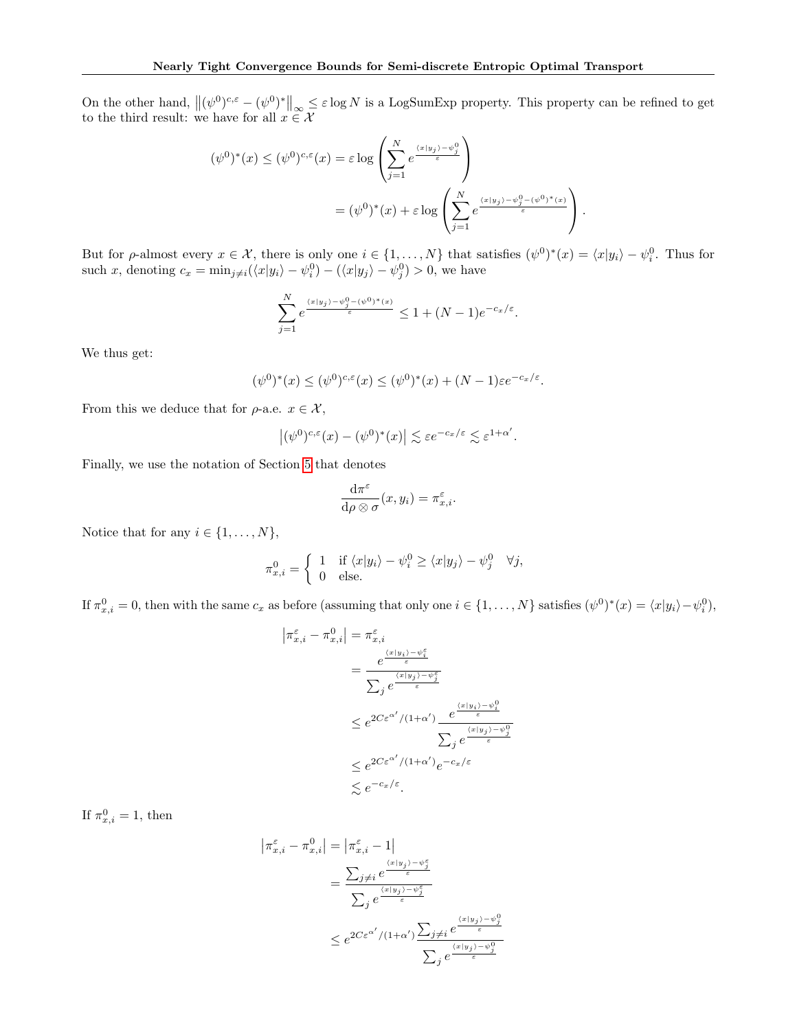On the other hand, $\left\|(\psi^0)^{c,\varepsilon} - (\psi^0)^*\right\|_\infty \leq \varepsilon \log N$ is a LogSumExp property. This property can be refined to get to the third result: we have for all $x \in \mathcal{X}$

$$
\begin{aligned}
(\psi^0)^*(x) \leq (\psi^0)^{c,\varepsilon}(x) &= \varepsilon \log\left(\sum_{j=1}^N e^{\frac{\langle x|y_j\rangle - \psi_j^0}{\varepsilon}}\right) \\
&= (\psi^0)^*(x) + \varepsilon \log\left(\sum_{j=1}^N e^{\frac{\langle x|y_j\rangle - \psi_j^0 - (\psi^0)^*(x)}{\varepsilon}}\right).
\end{aligned}
$$

But for $\rho$-almost every $x \in \mathcal{X}$, there is only one $i \in \{1, \ldots, N\}$ that satisfies $(\psi^0)^*(x) = \langle x|y_i\rangle - \psi_i^0$. Thus for such $x$, denoting $c_x = \min_{j\neq i}(\langle x|y_i\rangle - \psi_i^0) - (\langle x|y_j\rangle - \psi_j^0) > 0$, we have

$$
\sum_{j=1}^N e^{\frac{\langle x|y_j\rangle - \psi_j^0 - (\psi^0)^*(x)}{\varepsilon}} \leq 1 + (N-1)e^{-c_x/\varepsilon}.
$$

We thus get:

$$
(\psi^0)^*(x) \leq (\psi^0)^{c,\varepsilon}(x) \leq (\psi^0)^*(x) + (N-1)\varepsilon e^{-c_x/\varepsilon}.
$$

From this we deduce that for $\rho$-a.e. $x \in \mathcal{X}$,

$$
\left|(\psi^0)^{c,\varepsilon}(x) - (\psi^0)^*(x)\right| \lesssim \varepsilon e^{-c_x/\varepsilon} \lesssim \varepsilon^{1+\alpha'}.
$$

Finally, we use the notation of Section 5 that denotes

$$
\frac{\mathrm{d}\pi^\varepsilon}{\mathrm{d}\rho \otimes \sigma}(x, y_i) = \pi_{x,i}^\varepsilon.
$$

Notice that for any $i \in \{1, \ldots, N\}$,

$$
\pi_{x,i}^0 = \begin{cases} 1 & \text{if } \langle x|y_i\rangle - \psi_i^0 \geq \langle x|y_j\rangle - \psi_j^0 \quad \forall j, \\ 0 & \text{else.} \end{cases}
$$

If $\pi_{x,i}^0 = 0$, then with the same $c_x$ as before (assuming that only one $i \in \{1, \ldots, N\}$ satisfies $(\psi^0)^*(x) = \langle x|y_i\rangle - \psi_i^0$),

$$
\begin{aligned}
\left|\pi_{x,i}^\varepsilon - \pi_{x,i}^0\right| &= \pi_{x,i}^\varepsilon \\
&= \frac{e^{\frac{\langle x|y_i\rangle - \psi_i^\varepsilon}{\varepsilon}}}{\sum_j e^{\frac{\langle x|y_j\rangle - \psi_j^\varepsilon}{\varepsilon}}} \\
&\leq e^{2C\varepsilon^{\alpha'}/(1+\alpha')} \frac{e^{\frac{\langle x|y_i\rangle - \psi_i^0}{\varepsilon}}}{\sum_j e^{\frac{\langle x|y_j\rangle - \psi_j^0}{\varepsilon}}} \\
&\leq e^{2C\varepsilon^{\alpha'}/(1+\alpha')} e^{-c_x/\varepsilon} \\
&\lesssim e^{-c_x/\varepsilon}.
\end{aligned}
$$

If $\pi_{x,i}^0 = 1$, then

$$
\begin{aligned}
\left|\pi_{x,i}^\varepsilon - \pi_{x,i}^0\right| &= \left|\pi_{x,i}^\varepsilon - 1\right| \\
&= \frac{\sum_{j\neq i} e^{\frac{\langle x|y_j\rangle - \psi_j^\varepsilon}{\varepsilon}}}{\sum_j e^{\frac{\langle x|y_j\rangle - \psi_j^\varepsilon}{\varepsilon}}} \\
&\leq e^{2C\varepsilon^{\alpha'}/(1+\alpha')} \frac{\sum_{j\neq i} e^{\frac{\langle x|y_j\rangle - \psi_j^0}{\varepsilon}}}{\sum_j e^{\frac{\langle x|y_j\rangle - \psi_j^0}{\varepsilon}}}
\end{aligned}
$$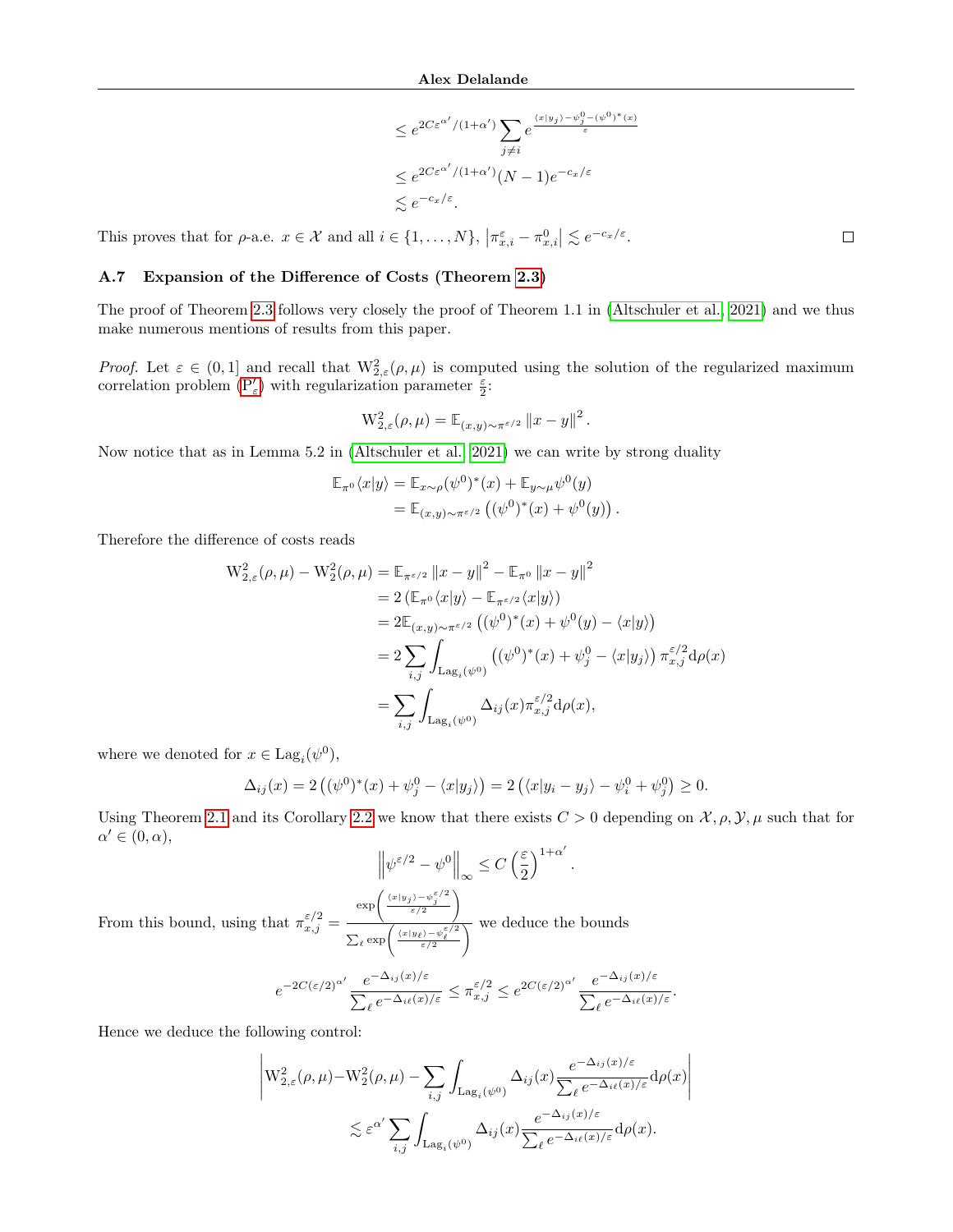$$
\begin{aligned}
&\leq e^{2C\varepsilon^{\alpha'}/(1+\alpha')} \sum_{j\neq i} e^{\frac{\langle x|y_j\rangle - \psi_j^0 - (\psi^0)^*(x)}{\varepsilon}} \\
&\leq e^{2C\varepsilon^{\alpha'}/(1+\alpha')}(N-1)e^{-c_x/\varepsilon} \\
&\lesssim e^{-c_x/\varepsilon}.
\end{aligned}
$$

This proves that for $\rho$-a.e. $x \in \mathcal{X}$ and all $i \in \{1, \dots, N\}$, $\left|\pi^\varepsilon_{x,i} - \pi^0_{x,i}\right| \lesssim e^{-c_x/\varepsilon}$. $\square$

### A.7 Expansion of the Difference of Costs (Theorem 2.3)

The proof of Theorem 2.3 follows very closely the proof of Theorem 1.1 in (Altschuler et al., 2021) and we thus make numerous mentions of results from this paper.

*Proof.* Let $\varepsilon \in (0, 1]$ and recall that $\mathrm{W}^2_{2,\varepsilon}(\rho, \mu)$ is computed using the solution of the regularized maximum correlation problem ($\mathrm{P}'_\varepsilon$) with regularization parameter $\frac{\varepsilon}{2}$:

$$
\mathrm{W}^2_{2,\varepsilon}(\rho, \mu) = \mathbb{E}_{(x,y)\sim\pi^{\varepsilon/2}} \left\|x - y\right\|^2.
$$

Now notice that as in Lemma 5.2 in (Altschuler et al., 2021) we can write by strong duality

$$
\begin{aligned}
\mathbb{E}_{\pi^0}\langle x|y\rangle &= \mathbb{E}_{x\sim\rho}(\psi^0)^*(x) + \mathbb{E}_{y\sim\mu}\psi^0(y) \\
&= \mathbb{E}_{(x,y)\sim\pi^{\varepsilon/2}}\left((\psi^0)^*(x) + \psi^0(y)\right).
\end{aligned}
$$

Therefore the difference of costs reads

$$
\begin{aligned}
\mathrm{W}^2_{2,\varepsilon}(\rho, \mu) - \mathrm{W}^2_2(\rho, \mu) &= \mathbb{E}_{\pi^{\varepsilon/2}} \left\|x - y\right\|^2 - \mathbb{E}_{\pi^0} \left\|x - y\right\|^2 \\
&= 2\left(\mathbb{E}_{\pi^0}\langle x|y\rangle - \mathbb{E}_{\pi^{\varepsilon/2}}\langle x|y\rangle\right) \\
&= 2\mathbb{E}_{(x,y)\sim\pi^{\varepsilon/2}}\left((\psi^0)^*(x) + \psi^0(y) - \langle x|y\rangle\right) \\
&= 2\sum_{i,j}\int_{\mathrm{Lag}_i(\psi^0)}\left((\psi^0)^*(x) + \psi^0_j - \langle x|y_j\rangle\right)\pi^{\varepsilon/2}_{x,j}\mathrm{d}\rho(x) \\
&= \sum_{i,j}\int_{\mathrm{Lag}_i(\psi^0)}\Delta_{ij}(x)\pi^{\varepsilon/2}_{x,j}\mathrm{d}\rho(x),
\end{aligned}
$$

where we denoted for $x \in \mathrm{Lag}_i(\psi^0)$,

$$
\Delta_{ij}(x) = 2\left((\psi^0)^*(x) + \psi^0_j - \langle x|y_j\rangle\right) = 2\left(\langle x|y_i - y_j\rangle - \psi^0_i + \psi^0_j\right) \geq 0.
$$

Using Theorem 2.1 and its Corollary 2.2 we know that there exists $C > 0$ depending on $\mathcal{X}, \rho, \mathcal{Y}, \mu$ such that for $\alpha' \in (0, \alpha)$,

$$
\left\|\psi^{\varepsilon/2} - \psi^0\right\|_\infty \leq C\left(\frac{\varepsilon}{2}\right)^{1+\alpha'}.
$$

From this bound, using that $\pi^{\varepsilon/2}_{x,j} = \frac{\exp\left(\frac{\langle x|y_j\rangle - \psi^{\varepsilon/2}_j}{\varepsilon/2}\right)}{\sum_\ell \exp\left(\frac{\langle x|y_\ell\rangle - \psi^{\varepsilon/2}_\ell}{\varepsilon/2}\right)}$ we deduce the bounds

$$
e^{-2C(\varepsilon/2)^{\alpha'}}\frac{e^{-\Delta_{ij}(x)/\varepsilon}}{\sum_\ell e^{-\Delta_{i\ell}(x)/\varepsilon}} \leq \pi^{\varepsilon/2}_{x,j} \leq e^{2C(\varepsilon/2)^{\alpha'}}\frac{e^{-\Delta_{ij}(x)/\varepsilon}}{\sum_\ell e^{-\Delta_{i\ell}(x)/\varepsilon}}.
$$

Hence we deduce the following control:

$$
\begin{aligned}
&\left|\mathrm{W}^2_{2,\varepsilon}(\rho, \mu) - \mathrm{W}^2_2(\rho, \mu) - \sum_{i,j}\int_{\mathrm{Lag}_i(\psi^0)}\Delta_{ij}(x)\frac{e^{-\Delta_{ij}(x)/\varepsilon}}{\sum_\ell e^{-\Delta_{i\ell}(x)/\varepsilon}}\mathrm{d}\rho(x)\right| \\
&\qquad\lesssim \varepsilon^{\alpha'}\sum_{i,j}\int_{\mathrm{Lag}_i(\psi^0)}\Delta_{ij}(x)\frac{e^{-\Delta_{ij}(x)/\varepsilon}}{\sum_\ell e^{-\Delta_{i\ell}(x)/\varepsilon}}\mathrm{d}\rho(x).
\end{aligned}
$$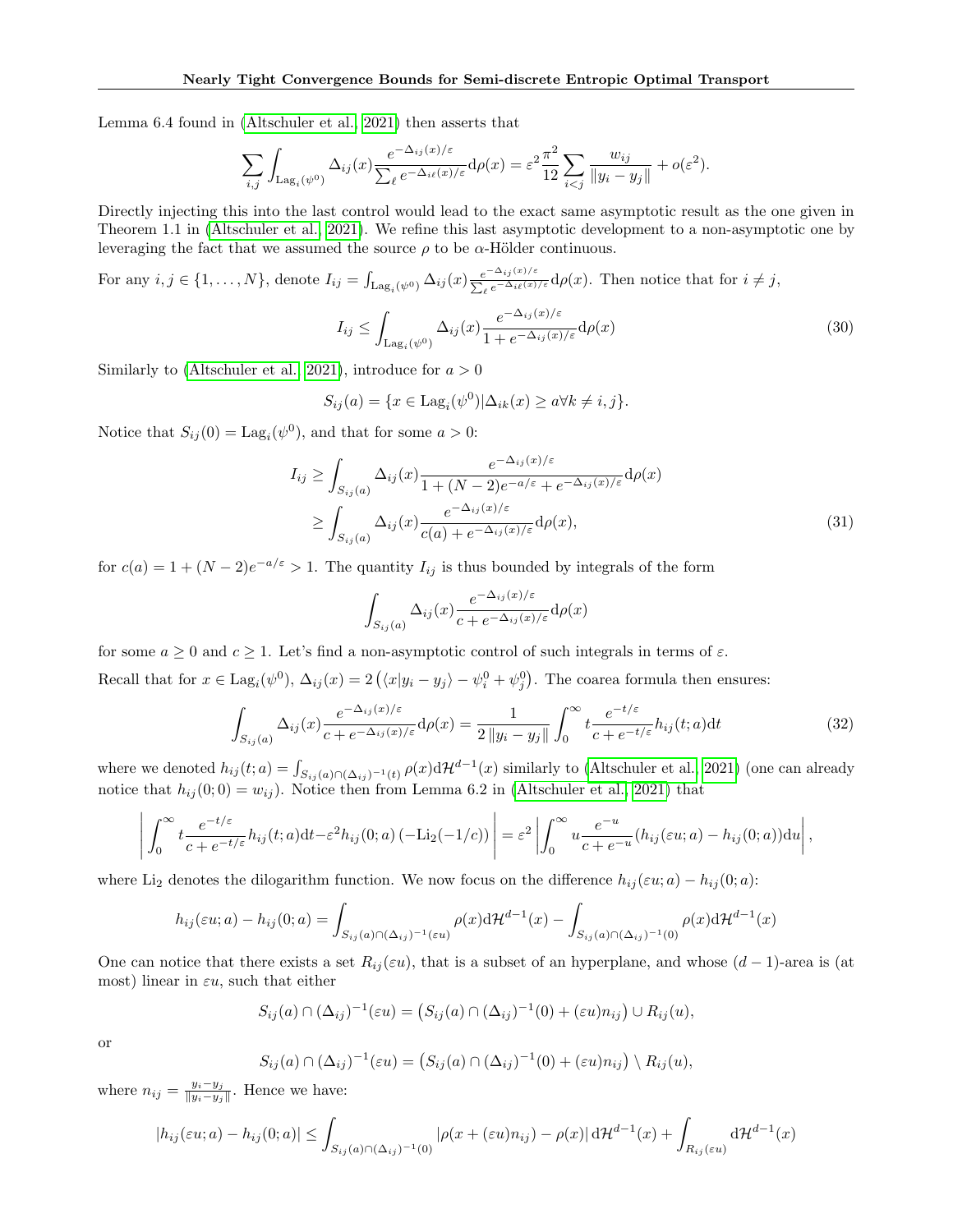Lemma 6.4 found in (Altschuler et al., 2021) then asserts that

$$\sum_{i,j}\int_{\text{Lag}_i(\psi^0)}\Delta_{ij}(x)\frac{e^{-\Delta_{ij}(x)/\varepsilon}}{\sum_\ell e^{-\Delta_{i\ell}(x)/\varepsilon}}\mathrm{d}\rho(x)=\varepsilon^2\frac{\pi^2}{12}\sum_{i<j}\frac{w_{ij}}{\|y_i-y_j\|}+o(\varepsilon^2).$$

Directly injecting this into the last control would lead to the exact same asymptotic result as the one given in Theorem 1.1 in (Altschuler et al., 2021). We refine this last asymptotic development to a non-asymptotic one by leveraging the fact that we assumed the source $\rho$ to be $\alpha$-Hölder continuous.

For any $i,j\in\{1,\ldots,N\}$, denote $I_{ij}=\int_{\text{Lag}_i(\psi^0)}\Delta_{ij}(x)\frac{e^{-\Delta_{ij}(x)/\varepsilon}}{\sum_\ell e^{-\Delta_{i\ell}(x)/\varepsilon}}\mathrm{d}\rho(x)$. Then notice that for $i\neq j$,

$$I_{ij}\leq\int_{\text{Lag}_i(\psi^0)}\Delta_{ij}(x)\frac{e^{-\Delta_{ij}(x)/\varepsilon}}{1+e^{-\Delta_{ij}(x)/\varepsilon}}\mathrm{d}\rho(x)\tag{30}$$

Similarly to (Altschuler et al., 2021), introduce for $a>0$

$$S_{ij}(a)=\{x\in\text{Lag}_i(\psi^0)|\Delta_{ik}(x)\geq a\forall k\neq i,j\}.$$

Notice that $S_{ij}(0)=\text{Lag}_i(\psi^0)$, and that for some $a>0$:

$$\begin{aligned}I_{ij}&\geq\int_{S_{ij}(a)}\Delta_{ij}(x)\frac{e^{-\Delta_{ij}(x)/\varepsilon}}{1+(N-2)e^{-a/\varepsilon}+e^{-\Delta_{ij}(x)/\varepsilon}}\mathrm{d}\rho(x)\\&\geq\int_{S_{ij}(a)}\Delta_{ij}(x)\frac{e^{-\Delta_{ij}(x)/\varepsilon}}{c(a)+e^{-\Delta_{ij}(x)/\varepsilon}}\mathrm{d}\rho(x),\end{aligned}\tag{31}$$

for $c(a)=1+(N-2)e^{-a/\varepsilon}>1$. The quantity $I_{ij}$ is thus bounded by integrals of the form

$$\int_{S_{ij}(a)}\Delta_{ij}(x)\frac{e^{-\Delta_{ij}(x)/\varepsilon}}{c+e^{-\Delta_{ij}(x)/\varepsilon}}\mathrm{d}\rho(x)$$

for some $a\geq0$ and $c\geq1$. Let's find a non-asymptotic control of such integrals in terms of $\varepsilon$.

Recall that for $x\in\text{Lag}_i(\psi^0)$, $\Delta_{ij}(x)=2\left(\langle x|y_i-y_j\rangle-\psi_i^0+\psi_j^0\right)$. The coarea formula then ensures:

$$\int_{S_{ij}(a)}\Delta_{ij}(x)\frac{e^{-\Delta_{ij}(x)/\varepsilon}}{c+e^{-\Delta_{ij}(x)/\varepsilon}}\mathrm{d}\rho(x)=\frac{1}{2\|y_i-y_j\|}\int_0^\infty t\frac{e^{-t/\varepsilon}}{c+e^{-t/\varepsilon}}h_{ij}(t;a)\mathrm{d}t\tag{32}$$

where we denoted $h_{ij}(t;a)=\int_{S_{ij}(a)\cap(\Delta_{ij})^{-1}(t)}\rho(x)\mathrm{d}\mathcal{H}^{d-1}(x)$ similarly to (Altschuler et al., 2021) (one can already notice that $h_{ij}(0;0)=w_{ij}$). Notice then from Lemma 6.2 in (Altschuler et al., 2021) that

$$\left|\int_0^\infty t\frac{e^{-t/\varepsilon}}{c+e^{-t/\varepsilon}}h_{ij}(t;a)\mathrm{d}t-\varepsilon^2h_{ij}(0;a)\left(-\text{Li}_2(-1/c)\right)\right|=\varepsilon^2\left|\int_0^\infty u\frac{e^{-u}}{c+e^{-u}}(h_{ij}(\varepsilon u;a)-h_{ij}(0;a))\mathrm{d}u\right|,$$

where $\text{Li}_2$ denotes the dilogarithm function. We now focus on the difference $h_{ij}(\varepsilon u;a)-h_{ij}(0;a)$:

$$h_{ij}(\varepsilon u;a)-h_{ij}(0;a)=\int_{S_{ij}(a)\cap(\Delta_{ij})^{-1}(\varepsilon u)}\rho(x)\mathrm{d}\mathcal{H}^{d-1}(x)-\int_{S_{ij}(a)\cap(\Delta_{ij})^{-1}(0)}\rho(x)\mathrm{d}\mathcal{H}^{d-1}(x)$$

One can notice that there exists a set $R_{ij}(\varepsilon u)$, that is a subset of an hyperplane, and whose $(d-1)$-area is (at most) linear in $\varepsilon u$, such that either

$$S_{ij}(a)\cap(\Delta_{ij})^{-1}(\varepsilon u)=\left(S_{ij}(a)\cap(\Delta_{ij})^{-1}(0)+(\varepsilon u)n_{ij}\right)\cup R_{ij}(u),$$

or

$$S_{ij}(a)\cap(\Delta_{ij})^{-1}(\varepsilon u)=\left(S_{ij}(a)\cap(\Delta_{ij})^{-1}(0)+(\varepsilon u)n_{ij}\right)\setminus R_{ij}(u),$$

where $n_{ij}=\frac{y_i-y_j}{\|y_i-y_j\|}$. Hence we have:

$$|h_{ij}(\varepsilon u;a)-h_{ij}(0;a)|\leq\int_{S_{ij}(a)\cap(\Delta_{ij})^{-1}(0)}|\rho(x+(\varepsilon u)n_{ij})-\rho(x)|\,\mathrm{d}\mathcal{H}^{d-1}(x)+\int_{R_{ij}(\varepsilon u)}\mathrm{d}\mathcal{H}^{d-1}(x)$$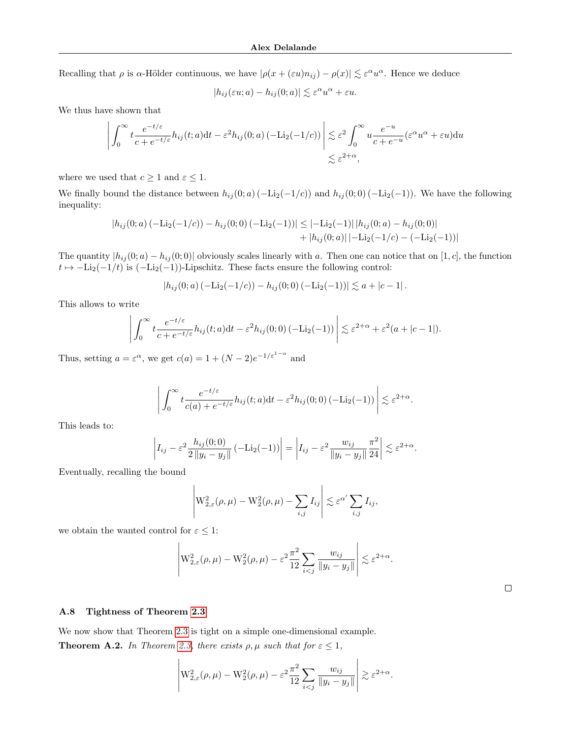Recalling that $\rho$ is $\alpha$-Hölder continuous, we have $|\rho(x+(\varepsilon u)n_{ij}) - \rho(x)| \lesssim \varepsilon^\alpha u^\alpha$. Hence we deduce

$$|h_{ij}(\varepsilon u; a) - h_{ij}(0; a)| \lesssim \varepsilon^\alpha u^\alpha + \varepsilon u.$$

We thus have shown that

$$\begin{aligned}\left| \int_0^\infty t \frac{e^{-t/\varepsilon}}{c + e^{-t/\varepsilon}} h_{ij}(t; a) \mathrm{d}t - \varepsilon^2 h_{ij}(0; a) \left(-\mathrm{Li}_2(-1/c)\right) \right| &\lesssim \varepsilon^2 \int_0^\infty u \frac{e^{-u}}{c + e^{-u}} (\varepsilon^\alpha u^\alpha + \varepsilon u) \mathrm{d}u \\ &\lesssim \varepsilon^{2+\alpha},\end{aligned}$$

where we used that $c \geq 1$ and $\varepsilon \leq 1$.

We finally bound the distance between $h_{ij}(0; a) \left(-\mathrm{Li}_2(-1/c)\right)$ and $h_{ij}(0; 0) \left(-\mathrm{Li}_2(-1)\right)$. We have the following inequality:

$$\begin{aligned}|h_{ij}(0; a) \left(-\mathrm{Li}_2(-1/c)\right) - h_{ij}(0; 0) \left(-\mathrm{Li}_2(-1)\right)| &\leq |-\mathrm{Li}_2(-1)| \, |h_{ij}(0; a) - h_{ij}(0; 0)| \\ &\quad + |h_{ij}(0; a)| \, |-\mathrm{Li}_2(-1/c) - (-\mathrm{Li}_2(-1))|\end{aligned}$$

The quantity $|h_{ij}(0; a) - h_{ij}(0; 0)|$ obviously scales linearly with $a$. Then one can notice that on $[1, c]$, the function $t \mapsto -\mathrm{Li}_2(-1/t)$ is $(-\mathrm{Li}_2(-1))$-Lipschitz. These facts ensure the following control:

$$|h_{ij}(0; a) \left(-\mathrm{Li}_2(-1/c)\right) - h_{ij}(0; 0) \left(-\mathrm{Li}_2(-1)\right)| \lesssim a + |c - 1| \, .$$

This allows to write

$$\left| \int_0^\infty t \frac{e^{-t/\varepsilon}}{c + e^{-t/\varepsilon}} h_{ij}(t; a) \mathrm{d}t - \varepsilon^2 h_{ij}(0; 0) \left(-\mathrm{Li}_2(-1)\right) \right| \lesssim \varepsilon^{2+\alpha} + \varepsilon^2 (a + |c - 1|).$$

Thus, setting $a = \varepsilon^\alpha$, we get $c(a) = 1 + (N-2) e^{-1/\varepsilon^{1-\alpha}}$ and

$$\left| \int_0^\infty t \frac{e^{-t/\varepsilon}}{c(a) + e^{-t/\varepsilon}} h_{ij}(t; a) \mathrm{d}t - \varepsilon^2 h_{ij}(0; 0) \left(-\mathrm{Li}_2(-1)\right) \right| \lesssim \varepsilon^{2+\alpha}.$$

This leads to:

$$\left| I_{ij} - \varepsilon^2 \frac{h_{ij}(0; 0)}{2 \|y_i - y_j\|} \left(-\mathrm{Li}_2(-1)\right) \right| = \left| I_{ij} - \varepsilon^2 \frac{w_{ij}}{\|y_i - y_j\|} \frac{\pi^2}{24} \right| \lesssim \varepsilon^{2+\alpha}.$$

Eventually, recalling the bound

$$\left| \mathrm{W}_{2,\varepsilon}^2(\rho, \mu) - \mathrm{W}_2^2(\rho, \mu) - \sum_{i,j} I_{ij} \right| \lesssim \varepsilon^{\alpha'} \sum_{i,j} I_{ij},$$

we obtain the wanted control for $\varepsilon \leq 1$:

$$\left| \mathrm{W}_{2,\varepsilon}^2(\rho, \mu) - \mathrm{W}_2^2(\rho, \mu) - \varepsilon^2 \frac{\pi^2}{12} \sum_{i<j} \frac{w_{ij}}{\|y_i - y_j\|} \right| \lesssim \varepsilon^{2+\alpha}.$$

□

### A.8 Tightness of Theorem 2.3

We now show that Theorem 2.3 is tight on a simple one-dimensional example.

**Theorem A.2.** *In Theorem 2.3, there exists $\rho, \mu$ such that for $\varepsilon \leq 1$,*

$$\left| \mathrm{W}_{2,\varepsilon}^2(\rho, \mu) - \mathrm{W}_2^2(\rho, \mu) - \varepsilon^2 \frac{\pi^2}{12} \sum_{i<j} \frac{w_{ij}}{\|y_i - y_j\|} \right| \gtrsim \varepsilon^{2+\alpha}.$$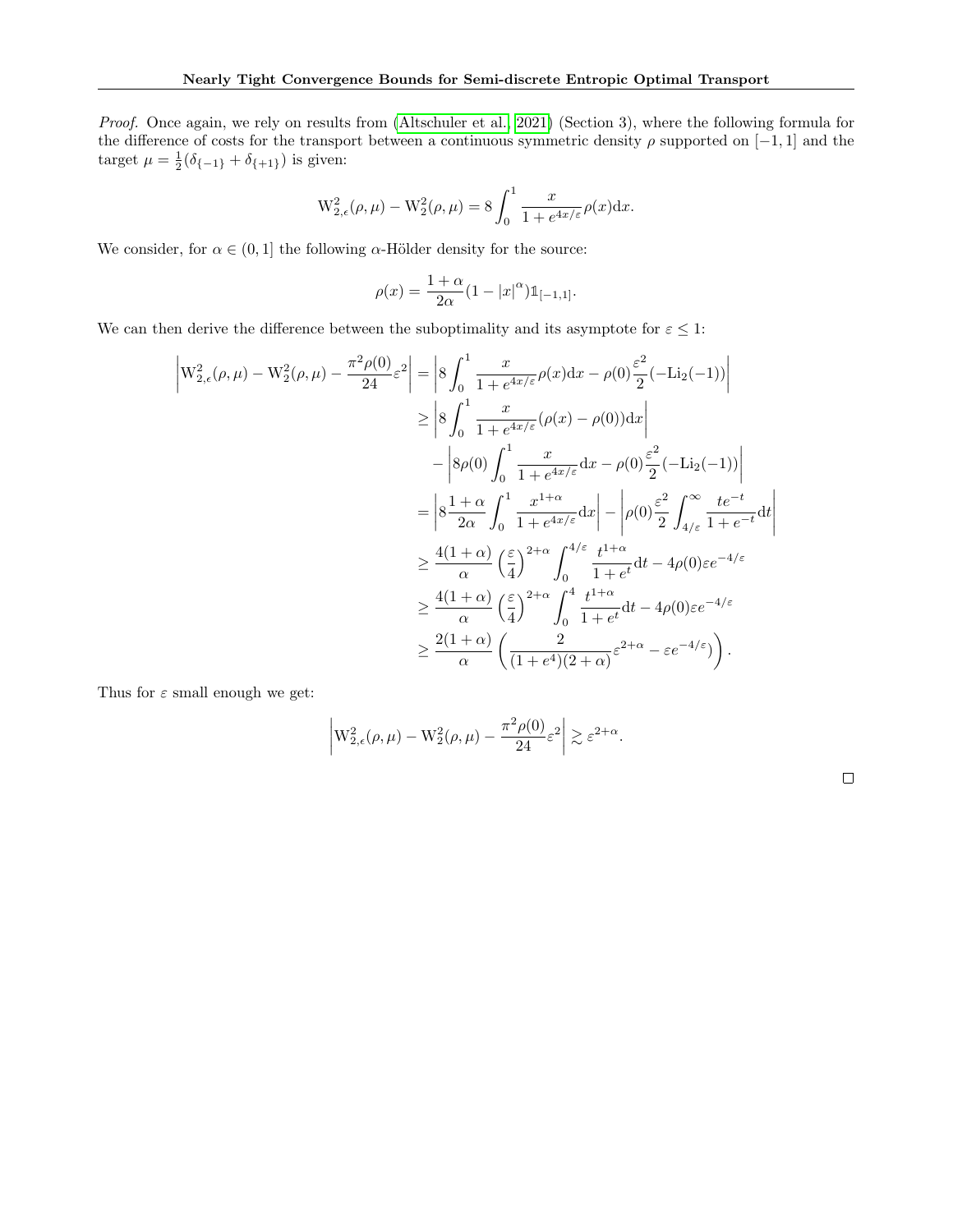*Proof.* Once again, we rely on results from (Altschuler et al., 2021) (Section 3), where the following formula for the difference of costs for the transport between a continuous symmetric density $\rho$ supported on $[-1, 1]$ and the target $\mu = \frac{1}{2}(\delta_{\{-1\}} + \delta_{\{+1\}})$ is given:

$$
\mathrm{W}_{2,\epsilon}^2(\rho, \mu) - \mathrm{W}_2^2(\rho, \mu) = 8 \int_0^1 \frac{x}{1 + e^{4x/\varepsilon}} \rho(x) \mathrm{d}x.
$$

We consider, for $\alpha \in (0, 1]$ the following $\alpha$-Hölder density for the source:

$$
\rho(x) = \frac{1 + \alpha}{2\alpha}(1 - |x|^{\alpha}) \mathbb{1}_{[-1,1]}.
$$

We can then derive the difference between the suboptimality and its asymptote for $\varepsilon \leq 1$:

$$
\begin{aligned}
\left| \mathrm{W}_{2,\epsilon}^2(\rho, \mu) - \mathrm{W}_2^2(\rho, \mu) - \frac{\pi^2 \rho(0)}{24} \varepsilon^2 \right| &= \left| 8 \int_0^1 \frac{x}{1 + e^{4x/\varepsilon}} \rho(x) \mathrm{d}x - \rho(0) \frac{\varepsilon^2}{2} (-\mathrm{Li}_2(-1)) \right| \\
&\geq \left| 8 \int_0^1 \frac{x}{1 + e^{4x/\varepsilon}} (\rho(x) - \rho(0)) \mathrm{d}x \right| \\
&\quad - \left| 8\rho(0) \int_0^1 \frac{x}{1 + e^{4x/\varepsilon}} \mathrm{d}x - \rho(0) \frac{\varepsilon^2}{2} (-\mathrm{Li}_2(-1)) \right| \\
&= \left| 8 \frac{1 + \alpha}{2\alpha} \int_0^1 \frac{x^{1+\alpha}}{1 + e^{4x/\varepsilon}} \mathrm{d}x \right| - \left| \rho(0) \frac{\varepsilon^2}{2} \int_{4/\varepsilon}^{\infty} \frac{t e^{-t}}{1 + e^{-t}} \mathrm{d}t \right| \\
&\geq \frac{4(1 + \alpha)}{\alpha} \left( \frac{\varepsilon}{4} \right)^{2+\alpha} \int_0^{4/\varepsilon} \frac{t^{1+\alpha}}{1 + e^t} \mathrm{d}t - 4\rho(0) \varepsilon e^{-4/\varepsilon} \\
&\geq \frac{4(1 + \alpha)}{\alpha} \left( \frac{\varepsilon}{4} \right)^{2+\alpha} \int_0^{4} \frac{t^{1+\alpha}}{1 + e^t} \mathrm{d}t - 4\rho(0) \varepsilon e^{-4/\varepsilon} \\
&\geq \frac{2(1 + \alpha)}{\alpha} \left( \frac{2}{(1 + e^4)(2 + \alpha)} \varepsilon^{2+\alpha} - \varepsilon e^{-4/\varepsilon} \right).
\end{aligned}
$$

Thus for $\varepsilon$ small enough we get:

$$
\left| \mathrm{W}_{2,\epsilon}^2(\rho, \mu) - \mathrm{W}_2^2(\rho, \mu) - \frac{\pi^2 \rho(0)}{24} \varepsilon^2 \right| \gtrsim \varepsilon^{2+\alpha}.
$$

□